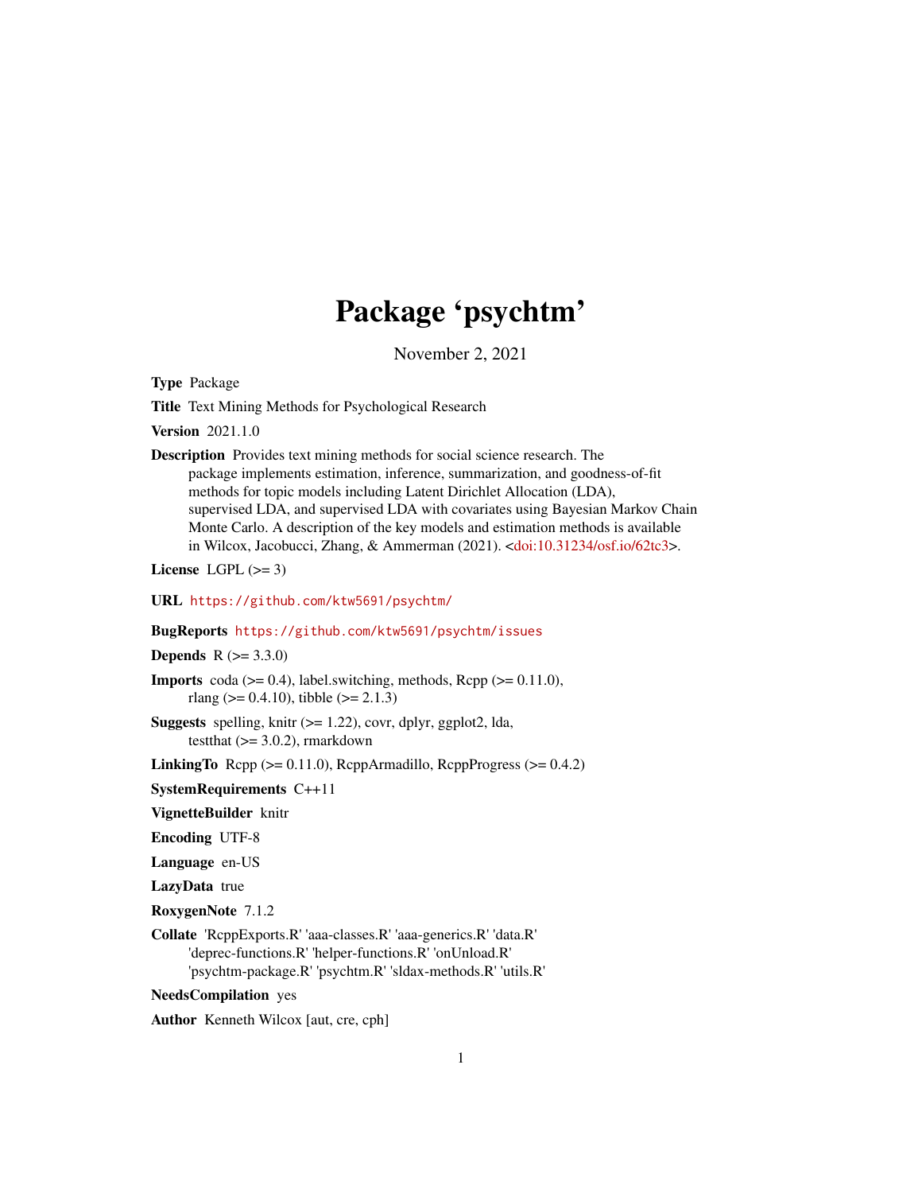# Package 'psychtm'

November 2, 2021

**Type** Package

**Title** Text Mining Methods for Psychological Research

**Version** 2021.1.0

**Description** Provides text mining methods for social science research. The package implements estimation, inference, summarization, and goodness-of-fit methods for topic models including Latent Dirichlet Allocation (LDA), supervised LDA, and supervised LDA with covariates using Bayesian Markov Chain Monte Carlo. A description of the key models and estimation methods is available in Wilcox, Jacobucci, Zhang, & Ammerman (2021). <doi:10.31234/osf.io/62tc3>.

**License** LGPL (>= 3)

**URL** https://github.com/ktw5691/psychtm/

**BugReports** https://github.com/ktw5691/psychtm/issues

**Depends** R (>= 3.3.0)

**Imports** coda (>= 0.4), label.switching, methods, Rcpp (>= 0.11.0), rlang (>= 0.4.10), tibble (>= 2.1.3)

**Suggests** spelling, knitr (>= 1.22), covr, dplyr, ggplot2, lda, testthat (>= 3.0.2), rmarkdown

**LinkingTo** Rcpp (>= 0.11.0), RcppArmadillo, RcppProgress (>= 0.4.2)

**SystemRequirements** C++11

**VignetteBuilder** knitr

**Encoding** UTF-8

**Language** en-US

**LazyData** true

**RoxygenNote** 7.1.2

**Collate** 'RcppExports.R' 'aaa-classes.R' 'aaa-generics.R' 'data.R' 'deprec-functions.R' 'helper-functions.R' 'onUnload.R' 'psychtm-package.R' 'psychtm.R' 'sldax-methods.R' 'utils.R'

**NeedsCompilation** yes

**Author** Kenneth Wilcox [aut, cre, cph]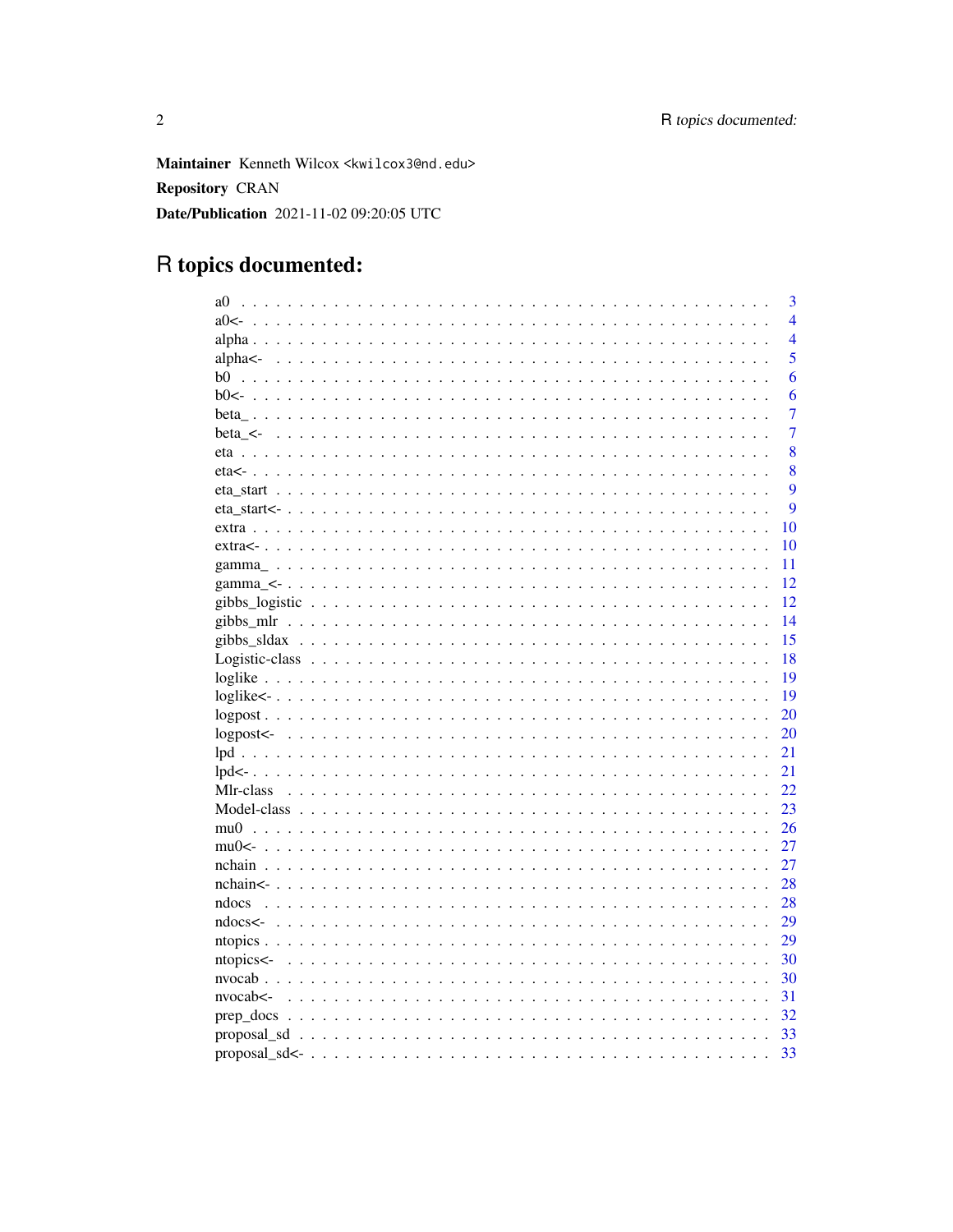**Maintainer** Kenneth Wilcox <kwilcox3@nd.edu>

**Repository** CRAN

**Date/Publication** 2021-11-02 09:20:05 UTC

# R topics documented:

| | |
|---|---|
| a0 | 3 |
| a0<- | 4 |
| alpha | 4 |
| alpha<- | 5 |
| b0 | 6 |
| b0<- | 6 |
| beta_ | 7 |
| beta_<- | 7 |
| eta | 8 |
| eta<- | 8 |
| eta_start | 9 |
| eta_start<- | 9 |
| extra | 10 |
| extra<- | 10 |
| gamma_ | 11 |
| gamma_<- | 12 |
| gibbs_logistic | 12 |
| gibbs_mlr | 14 |
| gibbs_sldax | 15 |
| Logistic-class | 18 |
| loglike | 19 |
| loglike<- | 19 |
| logpost | 20 |
| logpost<- | 20 |
| lpd | 21 |
| lpd<- | 21 |
| Mlr-class | 22 |
| Model-class | 23 |
| mu0 | 26 |
| mu0<- | 27 |
| nchain | 27 |
| nchain<- | 28 |
| ndocs | 28 |
| ndocs<- | 29 |
| ntopics | 29 |
| ntopics<- | 30 |
| nvocab | 30 |
| nvocab<- | 31 |
| prep_docs | 32 |
| proposal_sd | 33 |
| proposal_sd<- | 33 |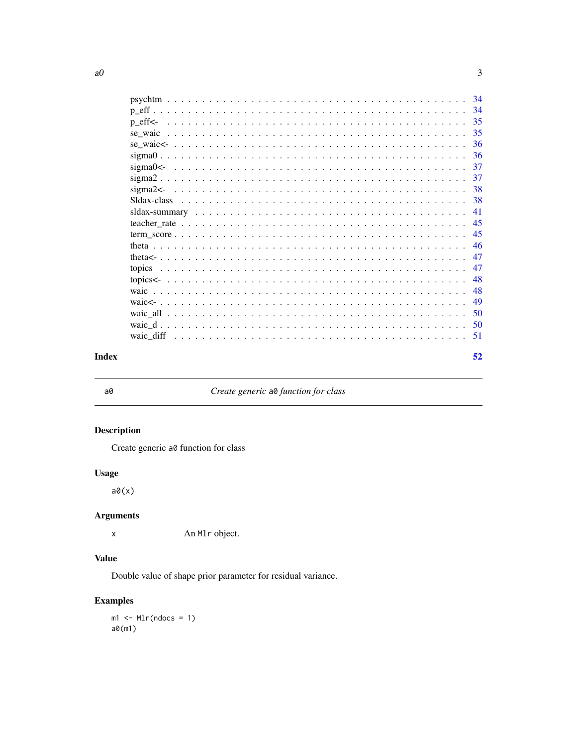| | |
|---|---|
| psychtm | 34 |
| p_eff | 34 |
| p_eff<- | 35 |
| se_waic | 35 |
| se_waic<- | 36 |
| sigma0 | 36 |
| sigma0<- | 37 |
| sigma2 | 37 |
| sigma2<- | 38 |
| Sldax-class | 38 |
| sldax-summary | 41 |
| teacher_rate | 45 |
| term_score | 45 |
| theta | 46 |
| theta<- | 47 |
| topics | 47 |
| topics<- | 48 |
| waic | 48 |
| waic<- | 49 |
| waic_all | 50 |
| waic_d | 50 |
| waic_diff | 51 |

**Index** **52**

---

## a0 — *Create generic `a0` function for class*

### Description

Create generic `a0` function for class

### Usage

```
a0(x)
```

### Arguments

| | |
|---|---|
| `x` | An `Mlr` object. |

### Value

Double value of shape prior parameter for residual variance.

### Examples

```
m1 <- Mlr(ndocs = 1)
a0(m1)
```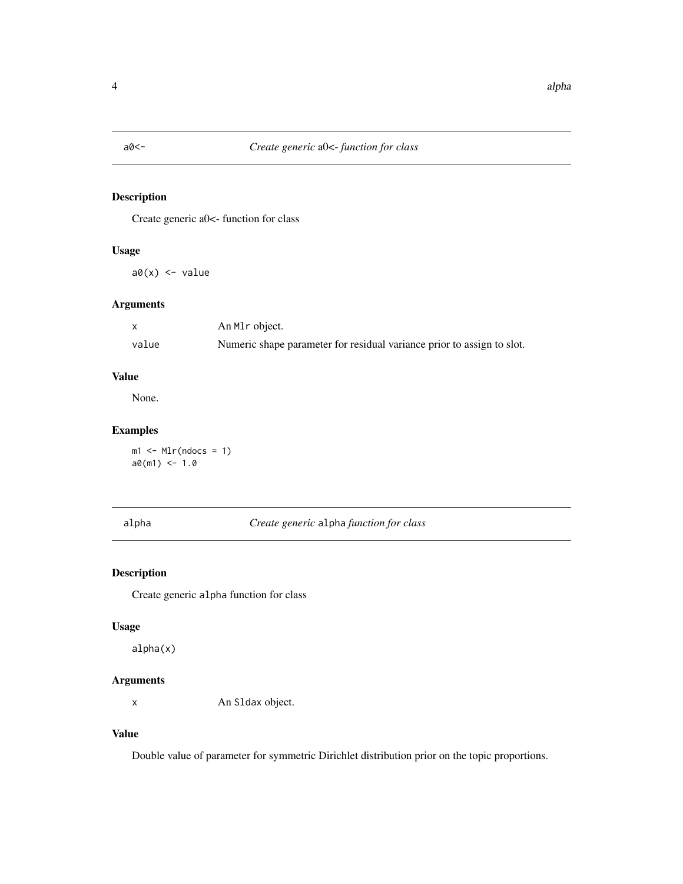## a0<- *Create generic* a0<- *function for class*

### Description

Create generic a0<- function for class

### Usage

```
a0(x) <- value
```

### Arguments

| | |
|---|---|
| x | An Mlr object. |
| value | Numeric shape parameter for residual variance prior to assign to slot. |

### Value

None.

### Examples

```
m1 <- Mlr(ndocs = 1)
a0(m1) <- 1.0
```

## alpha *Create generic* alpha *function for class*

### Description

Create generic alpha function for class

### Usage

```
alpha(x)
```

### Arguments

| | |
|---|---|
| x | An Sldax object. |

### Value

Double value of parameter for symmetric Dirichlet distribution prior on the topic proportions.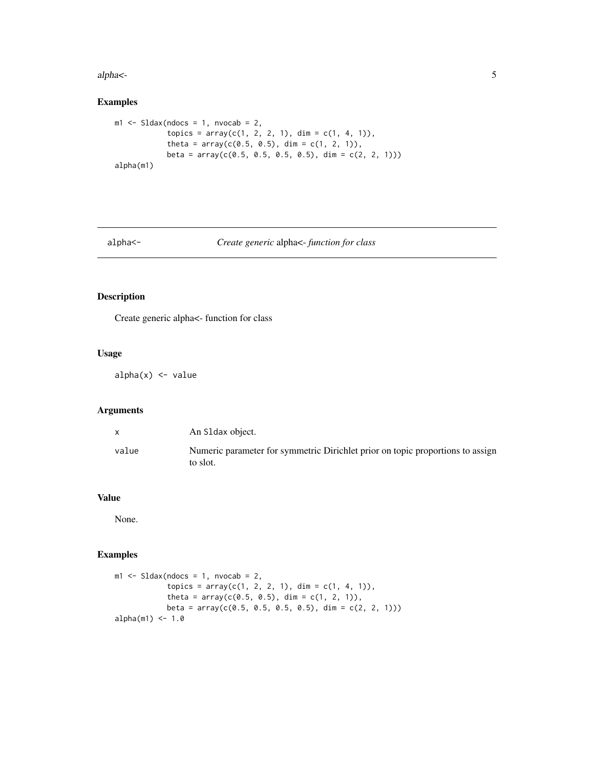## Examples

```
m1 <- Sldax(ndocs = 1, nvocab = 2,
            topics = array(c(1, 2, 2, 1), dim = c(1, 4, 1)),
            theta = array(c(0.5, 0.5), dim = c(1, 2, 1)),
            beta = array(c(0.5, 0.5, 0.5, 0.5), dim = c(2, 2, 1)))
alpha(m1)
```

---

# alpha<- *Create generic* alpha<- *function for class*

## Description

Create generic alpha<- function for class

## Usage

```
alpha(x) <- value
```

## Arguments

| | |
|---|---|
| x | An Sldax object. |
| value | Numeric parameter for symmetric Dirichlet prior on topic proportions to assign to slot. |

## Value

None.

## Examples

```
m1 <- Sldax(ndocs = 1, nvocab = 2,
            topics = array(c(1, 2, 2, 1), dim = c(1, 4, 1)),
            theta = array(c(0.5, 0.5), dim = c(1, 2, 1)),
            beta = array(c(0.5, 0.5, 0.5, 0.5), dim = c(2, 2, 1)))
alpha(m1) <- 1.0
```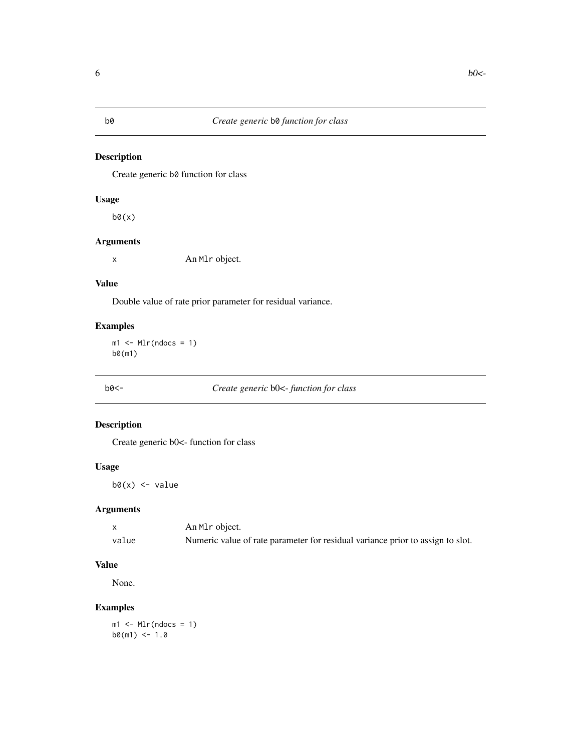## b0 — *Create generic* `b0` *function for class*

### Description

Create generic `b0` function for class

### Usage

```
b0(x)
```

### Arguments

| | |
|---|---|
| x | An `Mlr` object. |

### Value

Double value of rate prior parameter for residual variance.

### Examples

```
m1 <- Mlr(ndocs = 1)
b0(m1)
```

## b0<- — *Create generic* b0<- *function for class*

### Description

Create generic b0<- function for class

### Usage

```
b0(x) <- value
```

### Arguments

| | |
|---|---|
| x | An `Mlr` object. |
| value | Numeric value of rate parameter for residual variance prior to assign to slot. |

### Value

None.

### Examples

```
m1 <- Mlr(ndocs = 1)
b0(m1) <- 1.0
```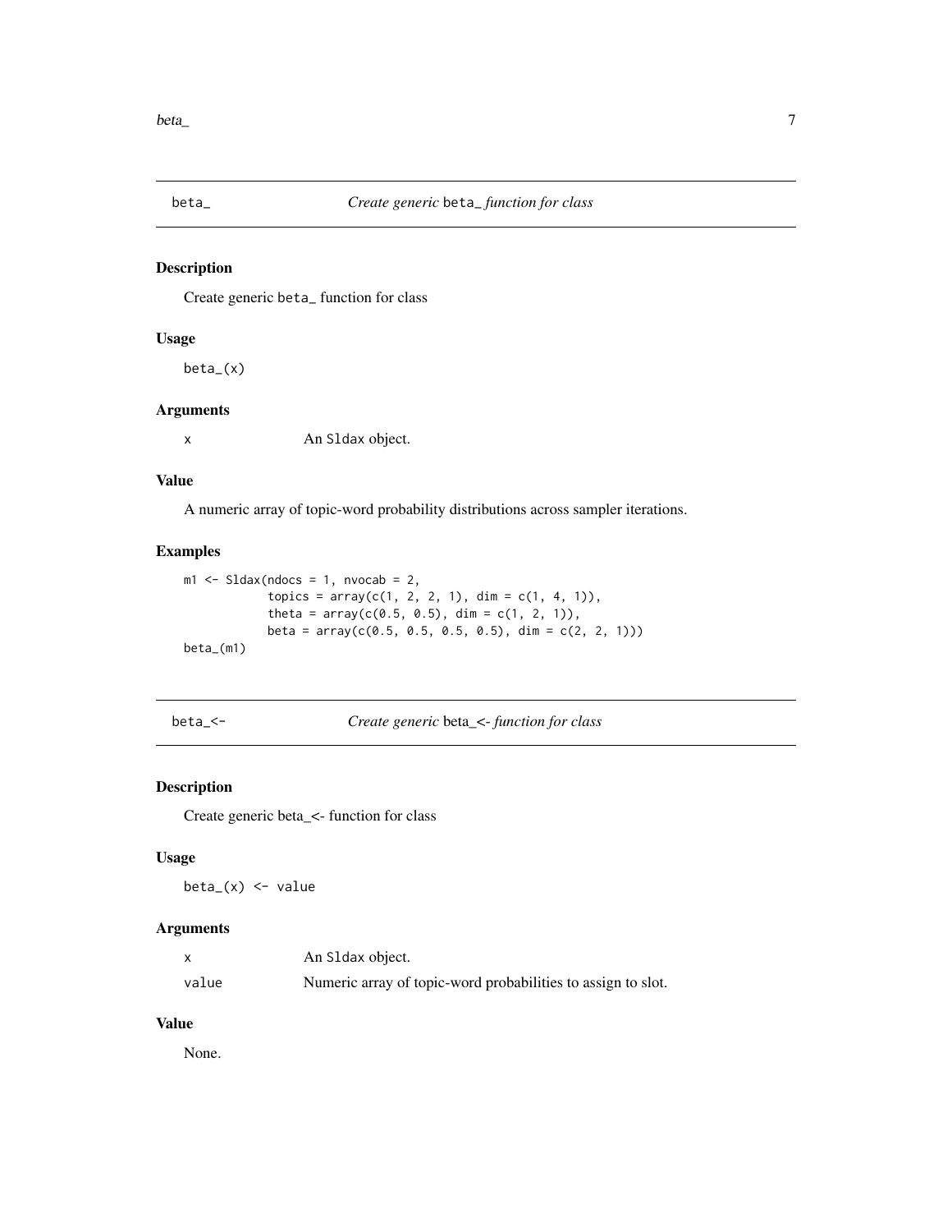## beta_ — *Create generic* beta_ *function for class*

### Description

Create generic beta_ function for class

### Usage

```
beta_(x)
```

### Arguments

| | |
|---|---|
| x | An Sldax object. |

### Value

A numeric array of topic-word probability distributions across sampler iterations.

### Examples

```
m1 <- Sldax(ndocs = 1, nvocab = 2,
            topics = array(c(1, 2, 2, 1), dim = c(1, 4, 1)),
            theta = array(c(0.5, 0.5), dim = c(1, 2, 1)),
            beta = array(c(0.5, 0.5, 0.5, 0.5), dim = c(2, 2, 1)))
beta_(m1)
```

## beta_<- — *Create generic* beta_<- *function for class*

### Description

Create generic beta_<- function for class

### Usage

```
beta_(x) <- value
```

### Arguments

| | |
|---|---|
| x | An Sldax object. |
| value | Numeric array of topic-word probabilities to assign to slot. |

### Value

None.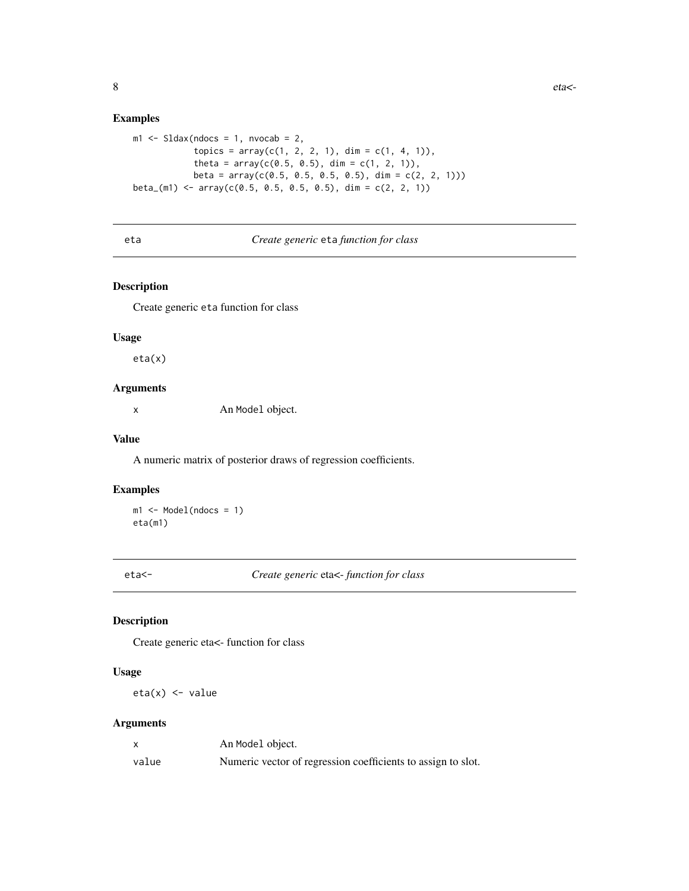### Examples

```
m1 <- Sldax(ndocs = 1, nvocab = 2,
            topics = array(c(1, 2, 2, 1), dim = c(1, 4, 1)),
            theta = array(c(0.5, 0.5), dim = c(1, 2, 1)),
            beta = array(c(0.5, 0.5, 0.5, 0.5), dim = c(2, 2, 1)))
beta_(m1) <- array(c(0.5, 0.5, 0.5, 0.5), dim = c(2, 2, 1))
```

## eta — *Create generic* eta *function for class*

### Description

Create generic eta function for class

### Usage

```
eta(x)
```

### Arguments

| | |
|---|---|
| x | An Model object. |

### Value

A numeric matrix of posterior draws of regression coefficients.

### Examples

```
m1 <- Model(ndocs = 1)
eta(m1)
```

## eta<- — *Create generic* eta<- *function for class*

### Description

Create generic eta<- function for class

### Usage

```
eta(x) <- value
```

### Arguments

| | |
|---|---|
| x | An Model object. |
| value | Numeric vector of regression coefficients to assign to slot. |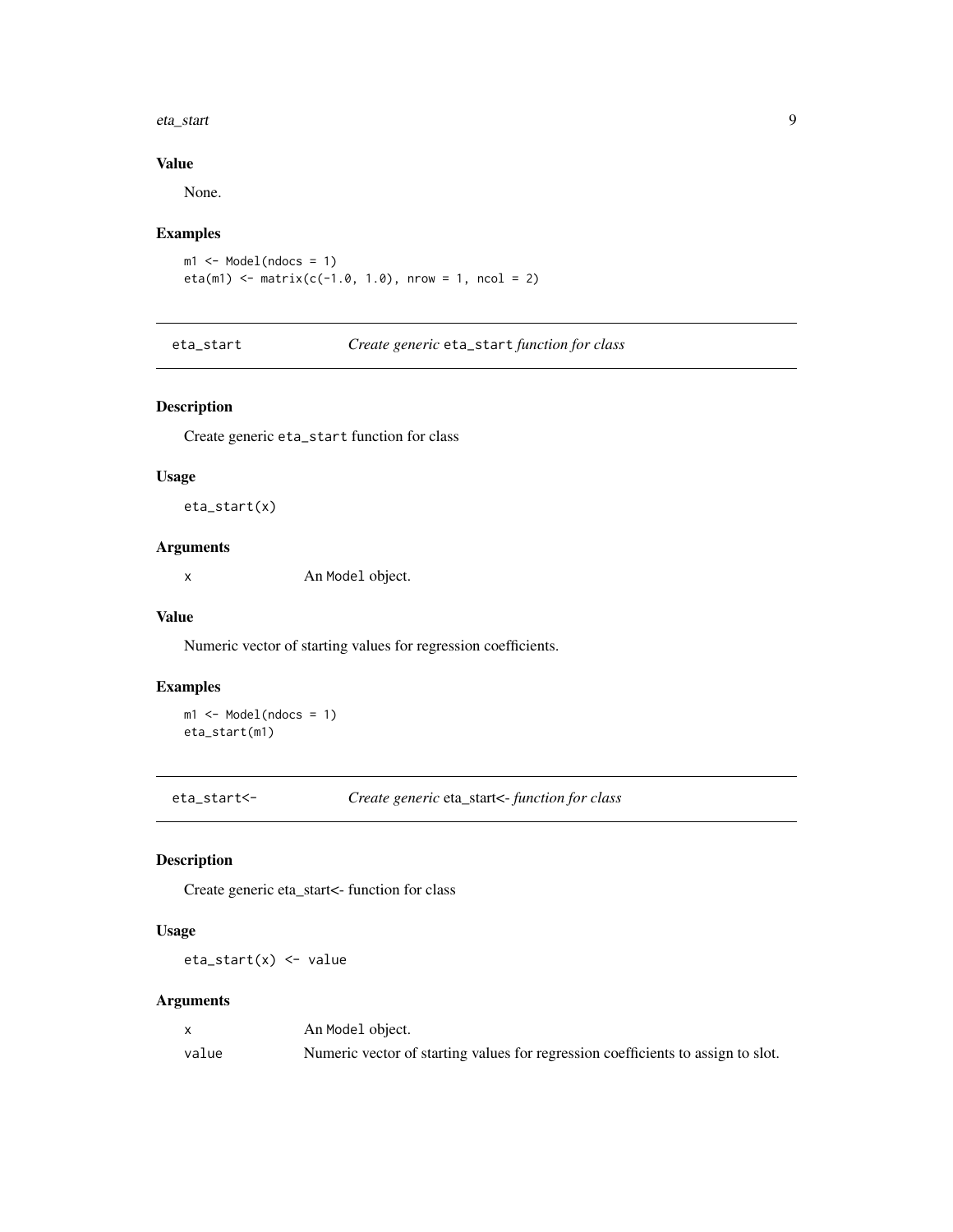### Value

None.

### Examples

```
m1 <- Model(ndocs = 1)
eta(m1) <- matrix(c(-1.0, 1.0), nrow = 1, ncol = 2)
```

## eta_start — *Create generic* eta_start *function for class*

### Description

Create generic eta_start function for class

### Usage

```
eta_start(x)
```

### Arguments

| | |
|---|---|
| x | An Model object. |

### Value

Numeric vector of starting values for regression coefficients.

### Examples

```
m1 <- Model(ndocs = 1)
eta_start(m1)
```

## eta_start<- — *Create generic* eta_start<- *function for class*

### Description

Create generic eta_start<- function for class

### Usage

```
eta_start(x) <- value
```

### Arguments

| | |
|---|---|
| x | An Model object. |
| value | Numeric vector of starting values for regression coefficients to assign to slot. |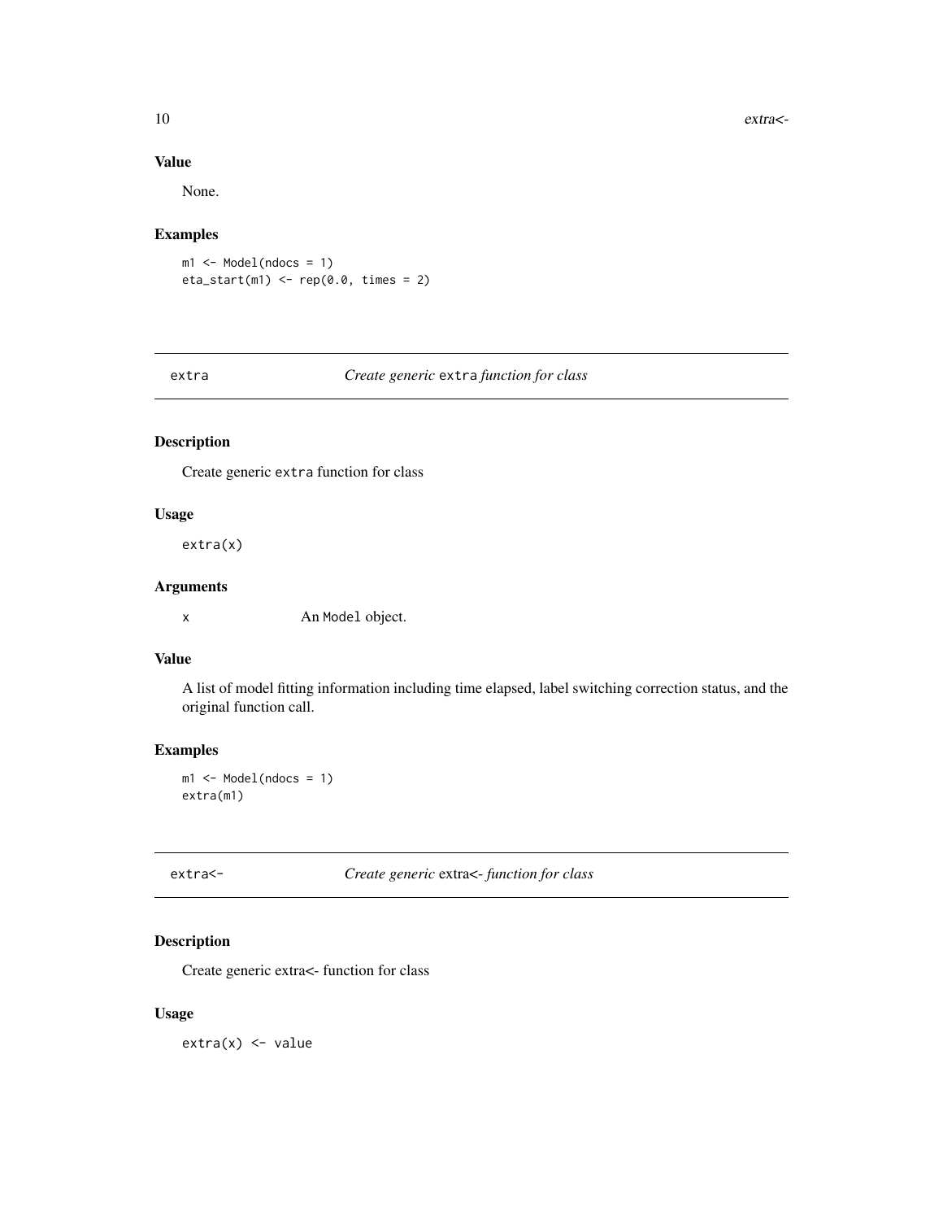### Value

None.

### Examples

```
m1 <- Model(ndocs = 1)
eta_start(m1) <- rep(0.0, times = 2)
```

## extra — *Create generic* extra *function for class*

### Description

Create generic extra function for class

### Usage

```
extra(x)
```

### Arguments

| | |
|---|---|
| x | An Model object. |

### Value

A list of model fitting information including time elapsed, label switching correction status, and the original function call.

### Examples

```
m1 <- Model(ndocs = 1)
extra(m1)
```

## extra<- — *Create generic* extra<- *function for class*

### Description

Create generic extra<- function for class

### Usage

```
extra(x) <- value
```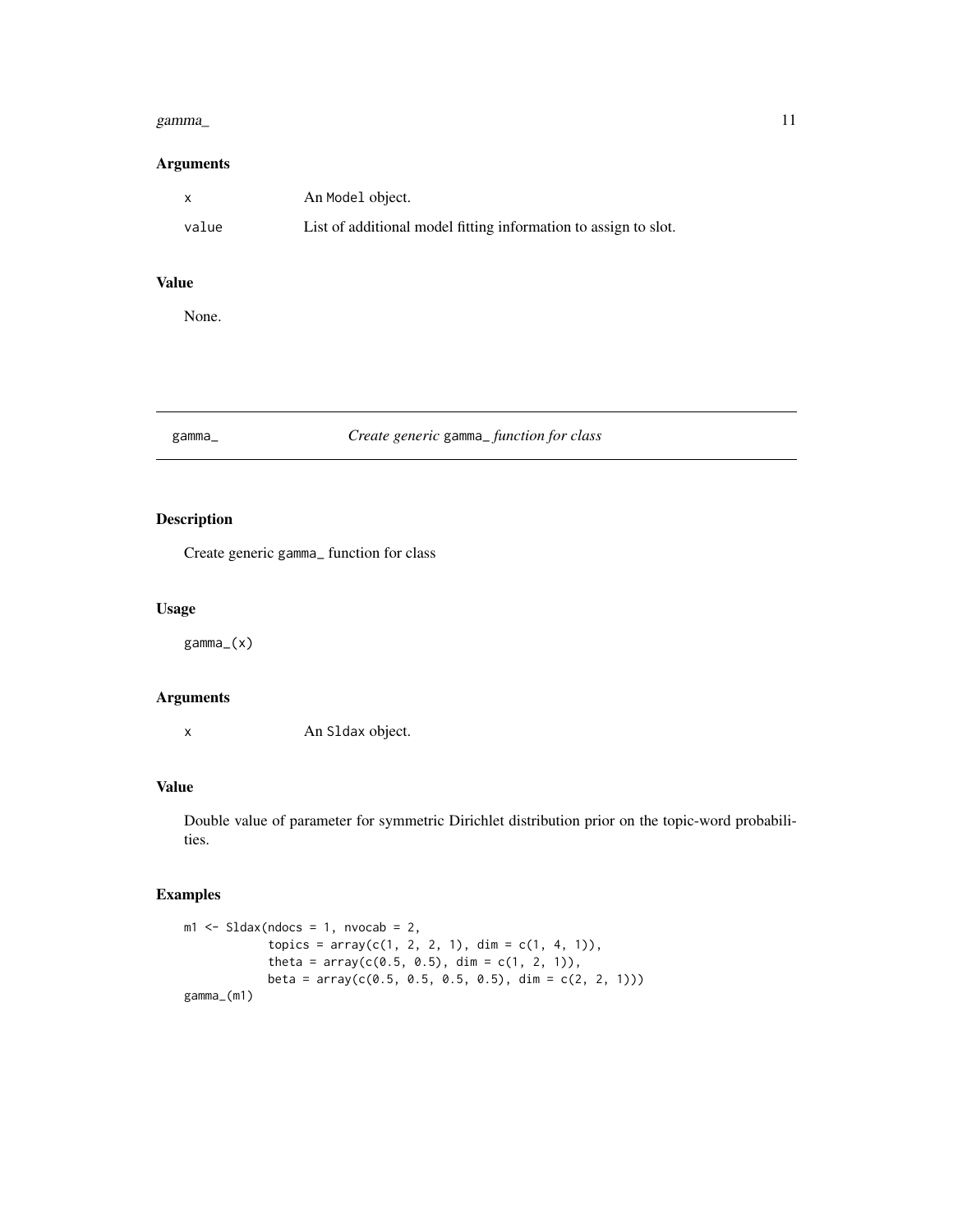## Arguments

| | |
|---|---|
| x | An Model object. |
| value | List of additional model fitting information to assign to slot. |

## Value

None.

---

# gamma_ — *Create generic* gamma_ *function for class*

## Description

Create generic gamma_ function for class

## Usage

```
gamma_(x)
```

## Arguments

| | |
|---|---|
| x | An Sldax object. |

## Value

Double value of parameter for symmetric Dirichlet distribution prior on the topic-word probabilities.

## Examples

```
m1 <- Sldax(ndocs = 1, nvocab = 2,
            topics = array(c(1, 2, 2, 1), dim = c(1, 4, 1)),
            theta = array(c(0.5, 0.5), dim = c(1, 2, 1)),
            beta = array(c(0.5, 0.5, 0.5, 0.5), dim = c(2, 2, 1)))
gamma_(m1)
```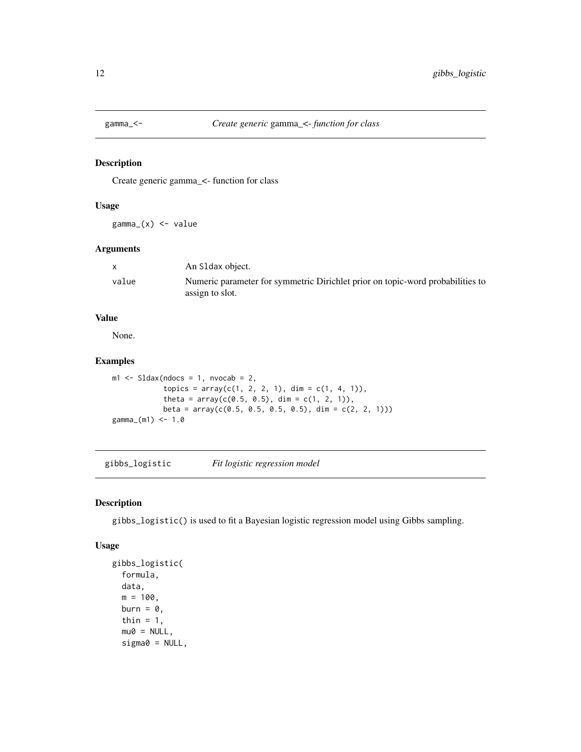## gamma_<- *Create generic* gamma_<- *function for class*

### Description

Create generic gamma_<- function for class

### Usage

```
gamma_(x) <- value
```

### Arguments

| | |
|---|---|
| x | An Sldax object. |
| value | Numeric parameter for symmetric Dirichlet prior on topic-word probabilities to assign to slot. |

### Value

None.

### Examples

```
m1 <- Sldax(ndocs = 1, nvocab = 2,
            topics = array(c(1, 2, 2, 1), dim = c(1, 4, 1)),
            theta = array(c(0.5, 0.5), dim = c(1, 2, 1)),
            beta = array(c(0.5, 0.5, 0.5, 0.5), dim = c(2, 2, 1)))
gamma_(m1) <- 1.0
```

## gibbs_logistic *Fit logistic regression model*

### Description

gibbs_logistic() is used to fit a Bayesian logistic regression model using Gibbs sampling.

### Usage

```
gibbs_logistic(
  formula,
  data,
  m = 100,
  burn = 0,
  thin = 1,
  mu0 = NULL,
  sigma0 = NULL,
```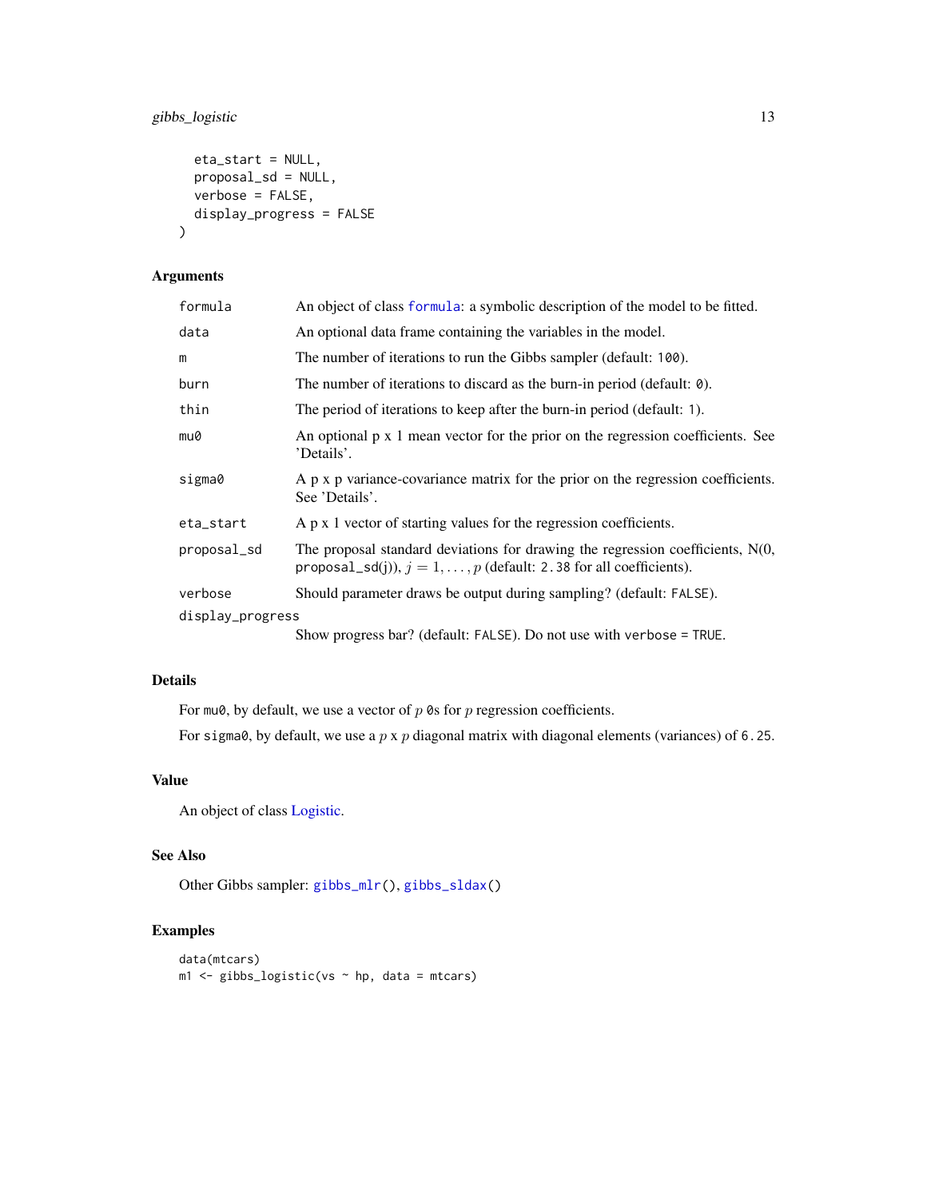```
  eta_start = NULL,
  proposal_sd = NULL,
  verbose = FALSE,
  display_progress = FALSE
)
```

## Arguments

| | |
|---|---|
| formula | An object of class formula: a symbolic description of the model to be fitted. |
| data | An optional data frame containing the variables in the model. |
| m | The number of iterations to run the Gibbs sampler (default: 100). |
| burn | The number of iterations to discard as the burn-in period (default: 0). |
| thin | The period of iterations to keep after the burn-in period (default: 1). |
| mu0 | An optional p x 1 mean vector for the prior on the regression coefficients. See 'Details'. |
| sigma0 | A p x p variance-covariance matrix for the prior on the regression coefficients. See 'Details'. |
| eta_start | A p x 1 vector of starting values for the regression coefficients. |
| proposal_sd | The proposal standard deviations for drawing the regression coefficients, N(0, proposal_sd(j)), $j = 1, \dots, p$ (default: 2.38 for all coefficients). |
| verbose | Should parameter draws be output during sampling? (default: FALSE). |
| display_progress | Show progress bar? (default: FALSE). Do not use with verbose = TRUE. |

## Details

For mu0, by default, we use a vector of $p$ 0s for $p$ regression coefficients.

For sigma0, by default, we use a $p$ x $p$ diagonal matrix with diagonal elements (variances) of 6.25.

## Value

An object of class Logistic.

## See Also

Other Gibbs sampler: gibbs_mlr(), gibbs_sldax()

## Examples

```
data(mtcars)
m1 <- gibbs_logistic(vs ~ hp, data = mtcars)
```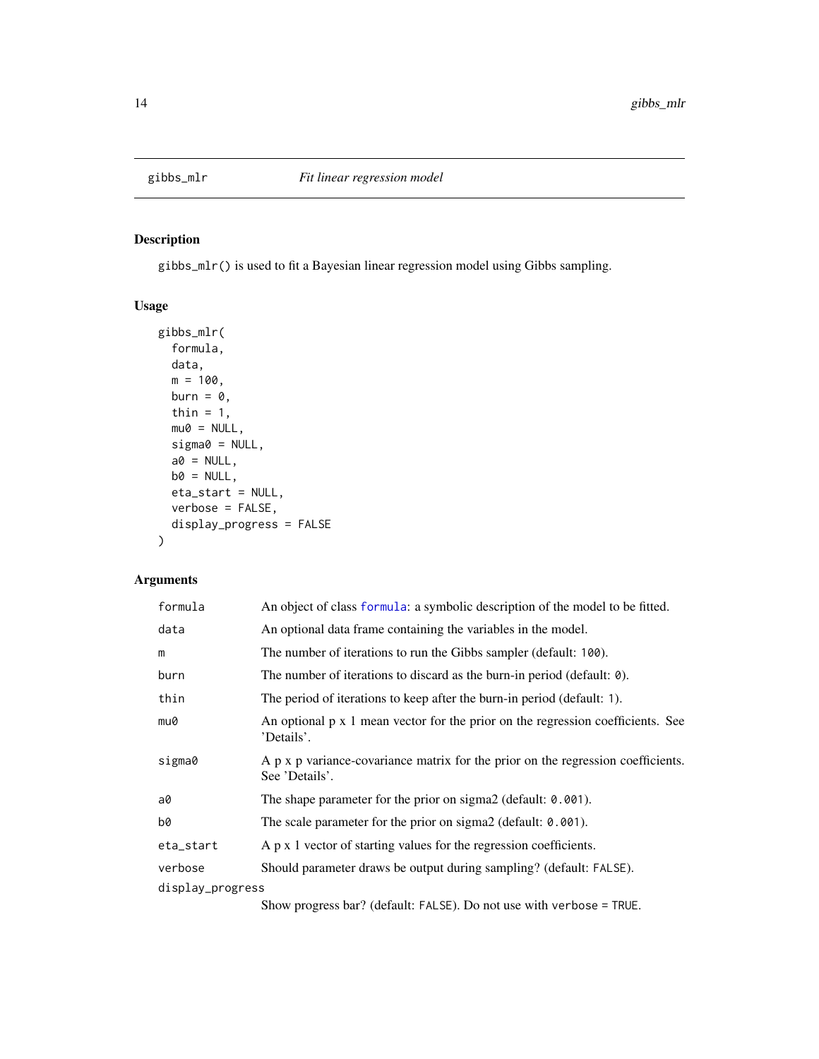# gibbs_mlr — *Fit linear regression model*

## Description

`gibbs_mlr()` is used to fit a Bayesian linear regression model using Gibbs sampling.

## Usage

```
gibbs_mlr(
  formula,
  data,
  m = 100,
  burn = 0,
  thin = 1,
  mu0 = NULL,
  sigma0 = NULL,
  a0 = NULL,
  b0 = NULL,
  eta_start = NULL,
  verbose = FALSE,
  display_progress = FALSE
)
```

## Arguments

| Argument | Description |
|---|---|
| `formula` | An object of class `formula`: a symbolic description of the model to be fitted. |
| `data` | An optional data frame containing the variables in the model. |
| `m` | The number of iterations to run the Gibbs sampler (default: `100`). |
| `burn` | The number of iterations to discard as the burn-in period (default: `0`). |
| `thin` | The period of iterations to keep after the burn-in period (default: `1`). |
| `mu0` | An optional p x 1 mean vector for the prior on the regression coefficients. See 'Details'. |
| `sigma0` | A p x p variance-covariance matrix for the prior on the regression coefficients. See 'Details'. |
| `a0` | The shape parameter for the prior on sigma2 (default: `0.001`). |
| `b0` | The scale parameter for the prior on sigma2 (default: `0.001`). |
| `eta_start` | A p x 1 vector of starting values for the regression coefficients. |
| `verbose` | Should parameter draws be output during sampling? (default: `FALSE`). |
| `display_progress` | Show progress bar? (default: `FALSE`). Do not use with `verbose = TRUE`. |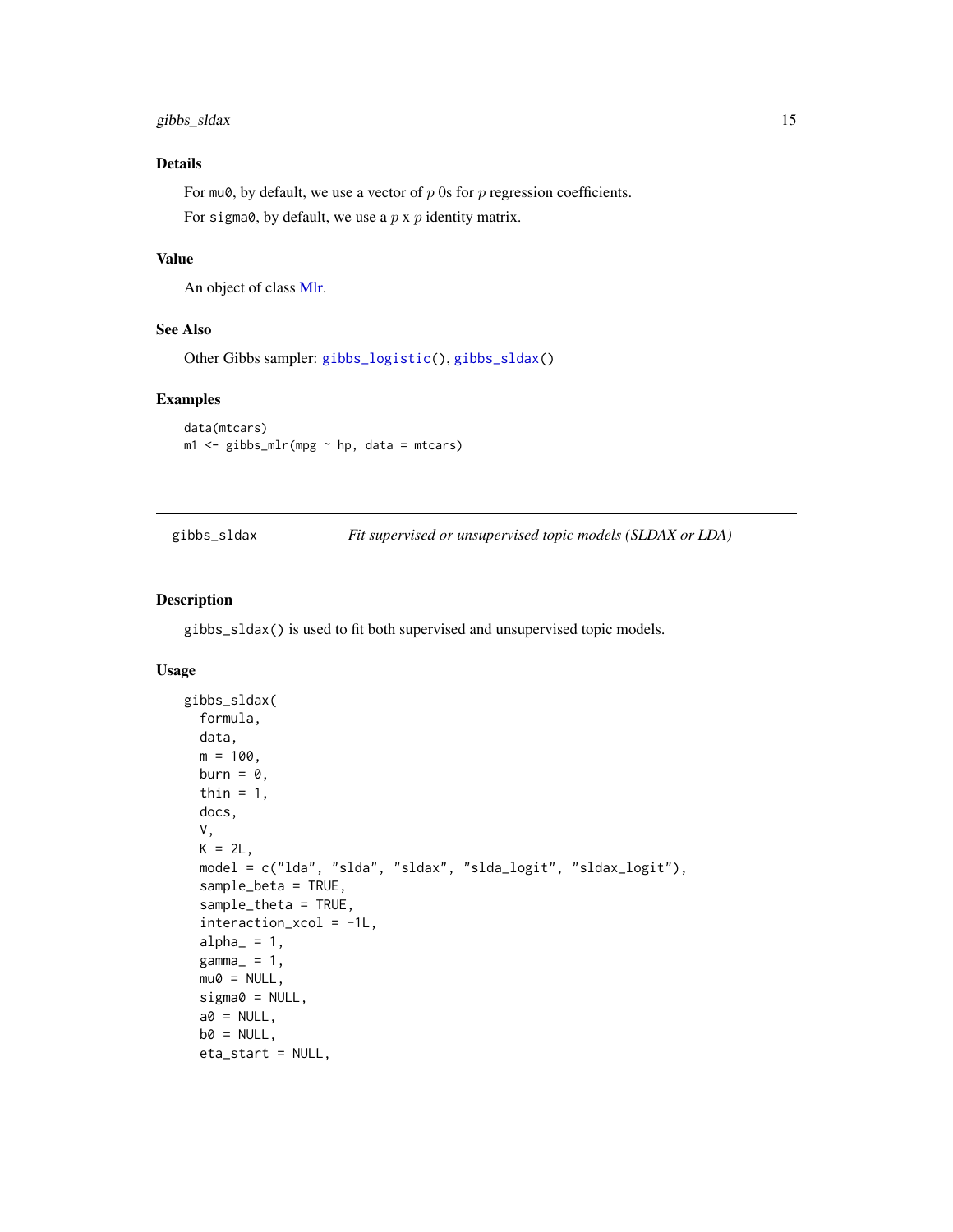### Details

For `mu0`, by default, we use a vector of $p$ 0s for $p$ regression coefficients.

For `sigma0`, by default, we use a $p$ x $p$ identity matrix.

### Value

An object of class Mlr.

### See Also

Other Gibbs sampler: `gibbs_logistic()`, `gibbs_sldax()`

### Examples

```
data(mtcars)
m1 <- gibbs_mlr(mpg ~ hp, data = mtcars)
```

---

## gibbs_sldax — *Fit supervised or unsupervised topic models (SLDAX or LDA)*

---

### Description

`gibbs_sldax()` is used to fit both supervised and unsupervised topic models.

### Usage

```
gibbs_sldax(
  formula,
  data,
  m = 100,
  burn = 0,
  thin = 1,
  docs,
  V,
  K = 2L,
  model = c("lda", "slda", "sldax", "slda_logit", "sldax_logit"),
  sample_beta = TRUE,
  sample_theta = TRUE,
  interaction_xcol = -1L,
  alpha_ = 1,
  gamma_ = 1,
  mu0 = NULL,
  sigma0 = NULL,
  a0 = NULL,
  b0 = NULL,
  eta_start = NULL,
```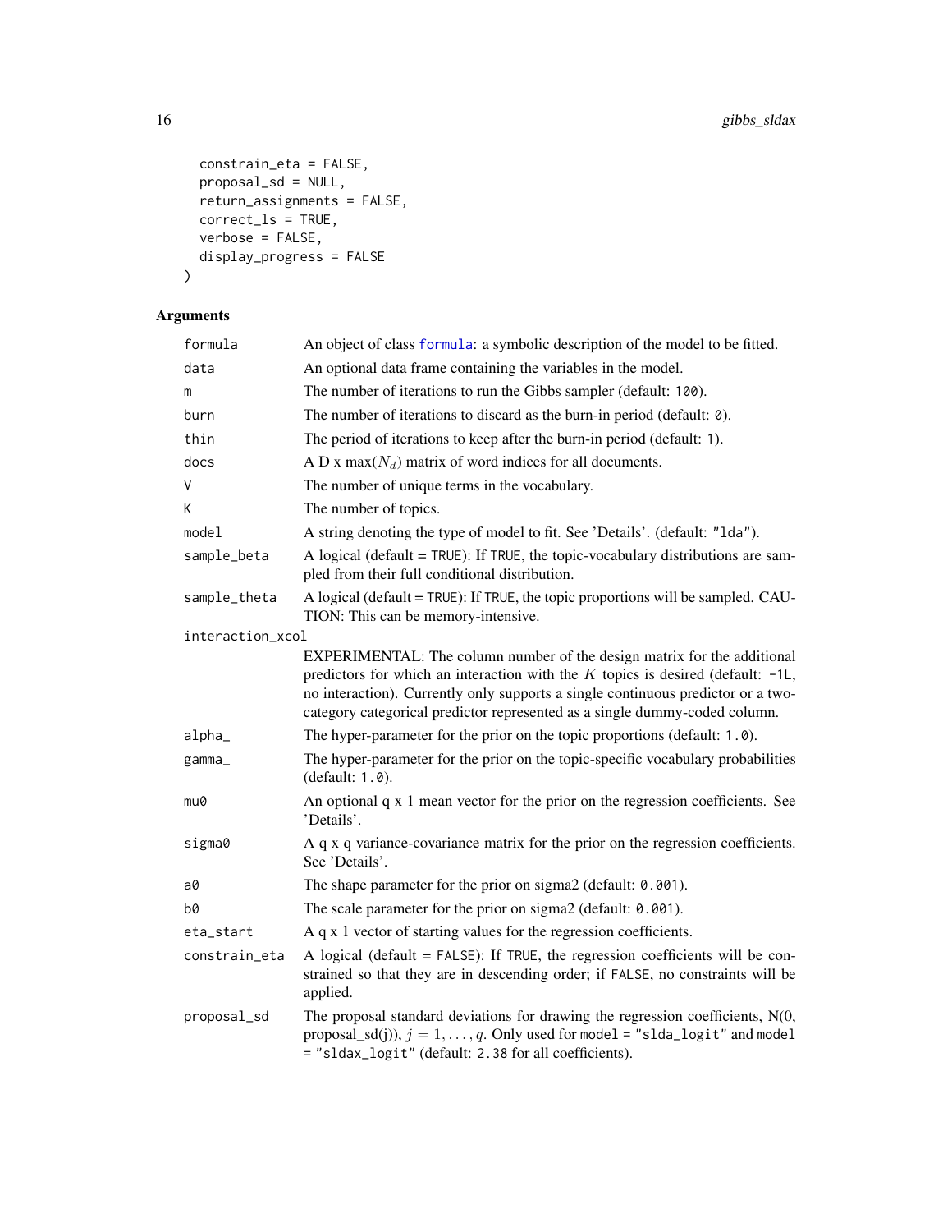```
  constrain_eta = FALSE,
  proposal_sd = NULL,
  return_assignments = FALSE,
  correct_ls = TRUE,
  verbose = FALSE,
  display_progress = FALSE
)
```

## Arguments

| Argument | Description |
|---|---|
| formula | An object of class formula: a symbolic description of the model to be fitted. |
| data | An optional data frame containing the variables in the model. |
| m | The number of iterations to run the Gibbs sampler (default: 100). |
| burn | The number of iterations to discard as the burn-in period (default: 0). |
| thin | The period of iterations to keep after the burn-in period (default: 1). |
| docs | A D x max($N_d$) matrix of word indices for all documents. |
| V | The number of unique terms in the vocabulary. |
| K | The number of topics. |
| model | A string denoting the type of model to fit. See 'Details'. (default: "lda"). |
| sample_beta | A logical (default = TRUE): If TRUE, the topic-vocabulary distributions are sampled from their full conditional distribution. |
| sample_theta | A logical (default = TRUE): If TRUE, the topic proportions will be sampled. CAUTION: This can be memory-intensive. |
| interaction_xcol | EXPERIMENTAL: The column number of the design matrix for the additional predictors for which an interaction with the $K$ topics is desired (default: -1L, no interaction). Currently only supports a single continuous predictor or a two-category categorical predictor represented as a single dummy-coded column. |
| alpha_ | The hyper-parameter for the prior on the topic proportions (default: 1.0). |
| gamma_ | The hyper-parameter for the prior on the topic-specific vocabulary probabilities (default: 1.0). |
| mu0 | An optional q x 1 mean vector for the prior on the regression coefficients. See 'Details'. |
| sigma0 | A q x q variance-covariance matrix for the prior on the regression coefficients. See 'Details'. |
| a0 | The shape parameter for the prior on sigma2 (default: 0.001). |
| b0 | The scale parameter for the prior on sigma2 (default: 0.001). |
| eta_start | A q x 1 vector of starting values for the regression coefficients. |
| constrain_eta | A logical (default = FALSE): If TRUE, the regression coefficients will be constrained so that they are in descending order; if FALSE, no constraints will be applied. |
| proposal_sd | The proposal standard deviations for drawing the regression coefficients, N(0, proposal_sd(j)), $j = 1, \ldots, q$. Only used for model = "slda_logit" and model = "sldax_logit" (default: 2.38 for all coefficients). |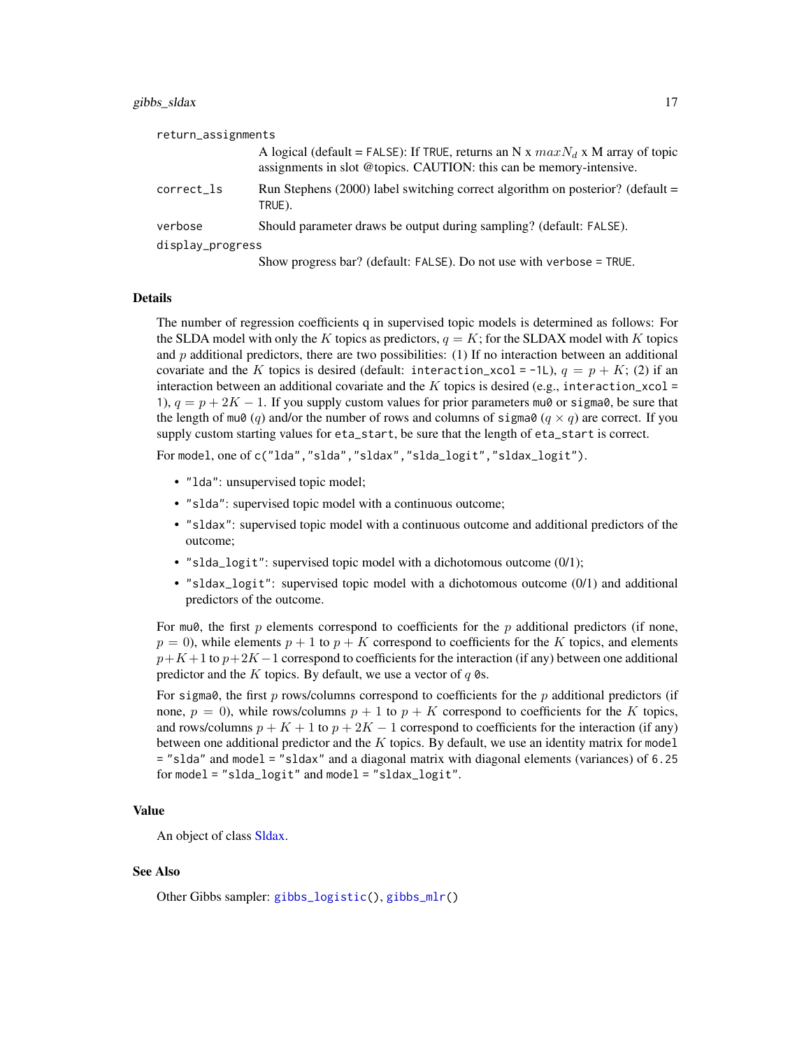`return_assignments`
: A logical (default = `FALSE`): If `TRUE`, returns an N x $maxN_d$ x M array of topic assignments in slot @topics. CAUTION: this can be memory-intensive.

`correct_ls`
: Run Stephens (2000) label switching correct algorithm on posterior? (default = `TRUE`).

`verbose`
: Should parameter draws be output during sampling? (default: `FALSE`).

`display_progress`
: Show progress bar? (default: `FALSE`). Do not use with `verbose = TRUE`.

## Details

The number of regression coefficients q in supervised topic models is determined as follows: For the SLDA model with only the $K$ topics as predictors, $q = K$; for the SLDAX model with $K$ topics and $p$ additional predictors, there are two possibilities: (1) If no interaction between an additional covariate and the $K$ topics is desired (default: `interaction_xcol = -1L`), $q = p + K$; (2) if an interaction between an additional covariate and the $K$ topics is desired (e.g., `interaction_xcol = 1`), $q = p + 2K - 1$. If you supply custom values for prior parameters `mu0` or `sigma0`, be sure that the length of `mu0` ($q$) and/or the number of rows and columns of `sigma0` ($q \times q$) are correct. If you supply custom starting values for `eta_start`, be sure that the length of `eta_start` is correct.

For `model`, one of `c("lda","slda","sldax","slda_logit","sldax_logit")`.

- `"lda"`: unsupervised topic model;
- `"slda"`: supervised topic model with a continuous outcome;
- `"sldax"`: supervised topic model with a continuous outcome and additional predictors of the outcome;
- `"slda_logit"`: supervised topic model with a dichotomous outcome (0/1);
- `"sldax_logit"`: supervised topic model with a dichotomous outcome (0/1) and additional predictors of the outcome.

For `mu0`, the first $p$ elements correspond to coefficients for the $p$ additional predictors (if none, $p = 0$), while elements $p + 1$ to $p + K$ correspond to coefficients for the $K$ topics, and elements $p+K+1$ to $p+2K-1$ correspond to coefficients for the interaction (if any) between one additional predictor and the $K$ topics. By default, we use a vector of $q$ `0`s.

For `sigma0`, the first $p$ rows/columns correspond to coefficients for the $p$ additional predictors (if none, $p = 0$), while rows/columns $p + 1$ to $p + K$ correspond to coefficients for the $K$ topics, and rows/columns $p + K + 1$ to $p + 2K - 1$ correspond to coefficients for the interaction (if any) between one additional predictor and the $K$ topics. By default, we use an identity matrix for `model = "slda"` and `model = "sldax"` and a diagonal matrix with diagonal elements (variances) of `6.25` for `model = "slda_logit"` and `model = "sldax_logit"`.

## Value

An object of class Sldax.

## See Also

Other Gibbs sampler: `gibbs_logistic()`, `gibbs_mlr()`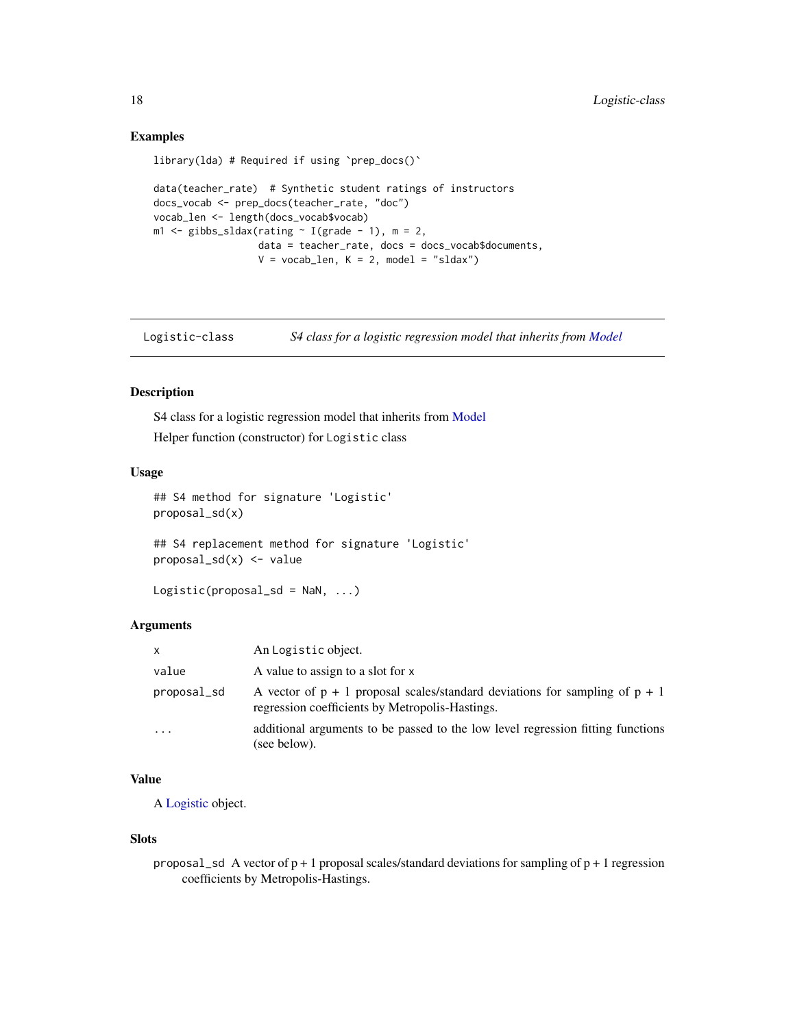### Examples

```
library(lda) # Required if using `prep_docs()`

data(teacher_rate)  # Synthetic student ratings of instructors
docs_vocab <- prep_docs(teacher_rate, "doc")
vocab_len <- length(docs_vocab$vocab)
m1 <- gibbs_sldax(rating ~ I(grade - 1), m = 2,
                  data = teacher_rate, docs = docs_vocab$documents,
                  V = vocab_len, K = 2, model = "sldax")
```

---

## Logistic-class    *S4 class for a logistic regression model that inherits from Model*

---

### Description

S4 class for a logistic regression model that inherits from Model

Helper function (constructor) for `Logistic` class

### Usage

```
## S4 method for signature 'Logistic'
proposal_sd(x)

## S4 replacement method for signature 'Logistic'
proposal_sd(x) <- value

Logistic(proposal_sd = NaN, ...)
```

### Arguments

| | |
|---|---|
| `x` | An `Logistic` object. |
| `value` | A value to assign to a slot for `x` |
| `proposal_sd` | A vector of p + 1 proposal scales/standard deviations for sampling of p + 1 regression coefficients by Metropolis-Hastings. |
| `...` | additional arguments to be passed to the low level regression fitting functions (see below). |

### Value

A Logistic object.

### Slots

`proposal_sd` A vector of p + 1 proposal scales/standard deviations for sampling of p + 1 regression coefficients by Metropolis-Hastings.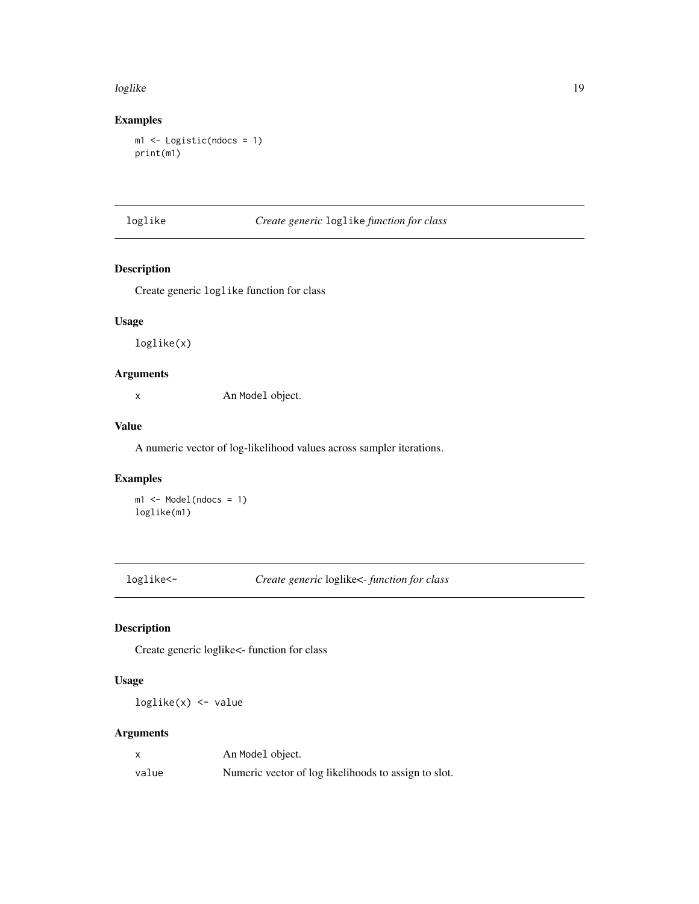### Examples

```
m1 <- Logistic(ndocs = 1)
print(m1)
```

## loglike — *Create generic* loglike *function for class*

### Description

Create generic loglike function for class

### Usage

```
loglike(x)
```

### Arguments

| | |
|---|---|
| x | An Model object. |

### Value

A numeric vector of log-likelihood values across sampler iterations.

### Examples

```
m1 <- Model(ndocs = 1)
loglike(m1)
```

## loglike<- — *Create generic* loglike<- *function for class*

### Description

Create generic loglike<- function for class

### Usage

```
loglike(x) <- value
```

### Arguments

| | |
|---|---|
| x | An Model object. |
| value | Numeric vector of log likelihoods to assign to slot. |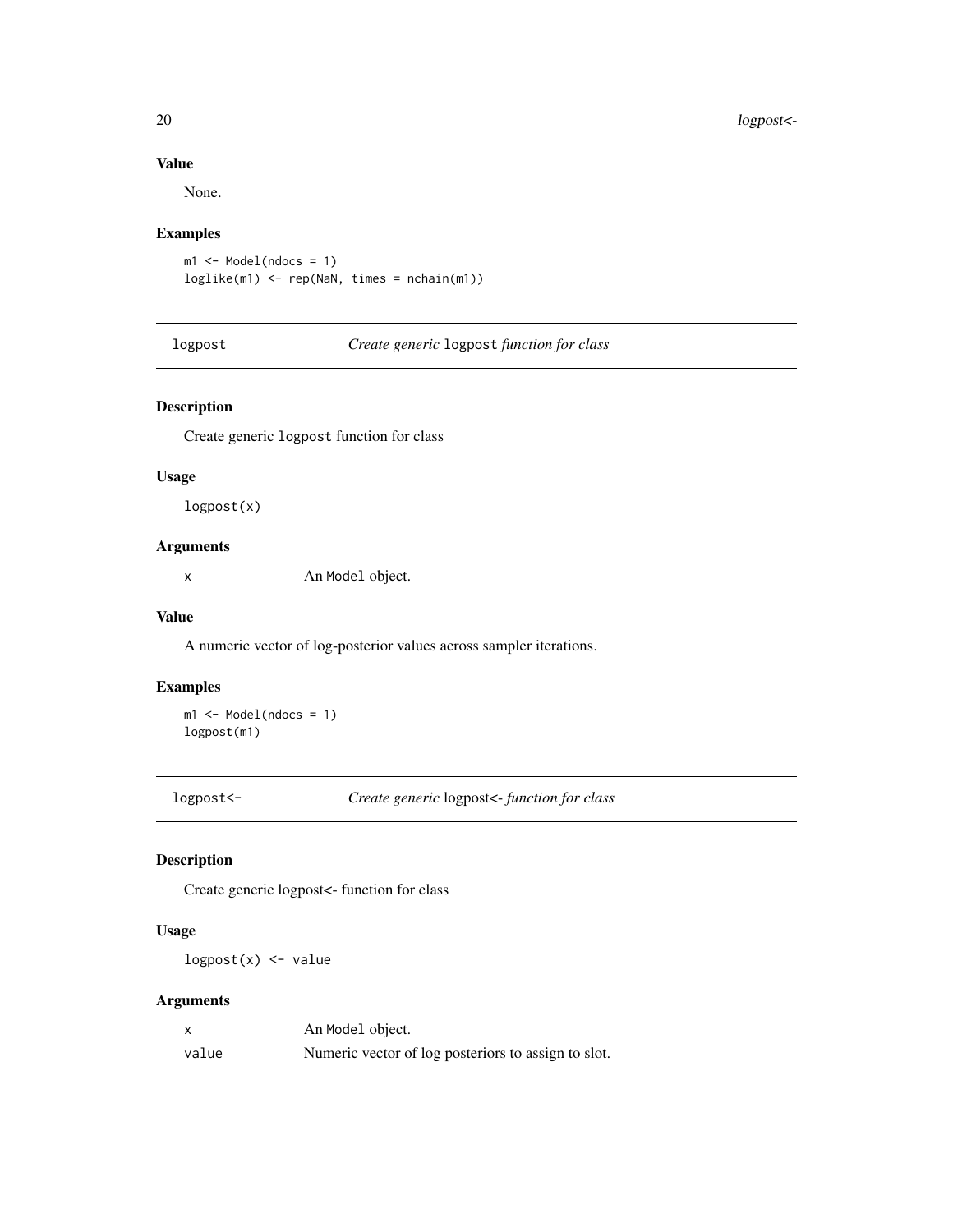### Value

None.

### Examples

```
m1 <- Model(ndocs = 1)
loglike(m1) <- rep(NaN, times = nchain(m1))
```

## logpost — *Create generic* logpost *function for class*

### Description

Create generic logpost function for class

### Usage

```
logpost(x)
```

### Arguments

| | |
|---|---|
| x | An Model object. |

### Value

A numeric vector of log-posterior values across sampler iterations.

### Examples

```
m1 <- Model(ndocs = 1)
logpost(m1)
```

## logpost<- — *Create generic* logpost<- *function for class*

### Description

Create generic logpost<- function for class

### Usage

```
logpost(x) <- value
```

### Arguments

| | |
|---|---|
| x | An Model object. |
| value | Numeric vector of log posteriors to assign to slot. |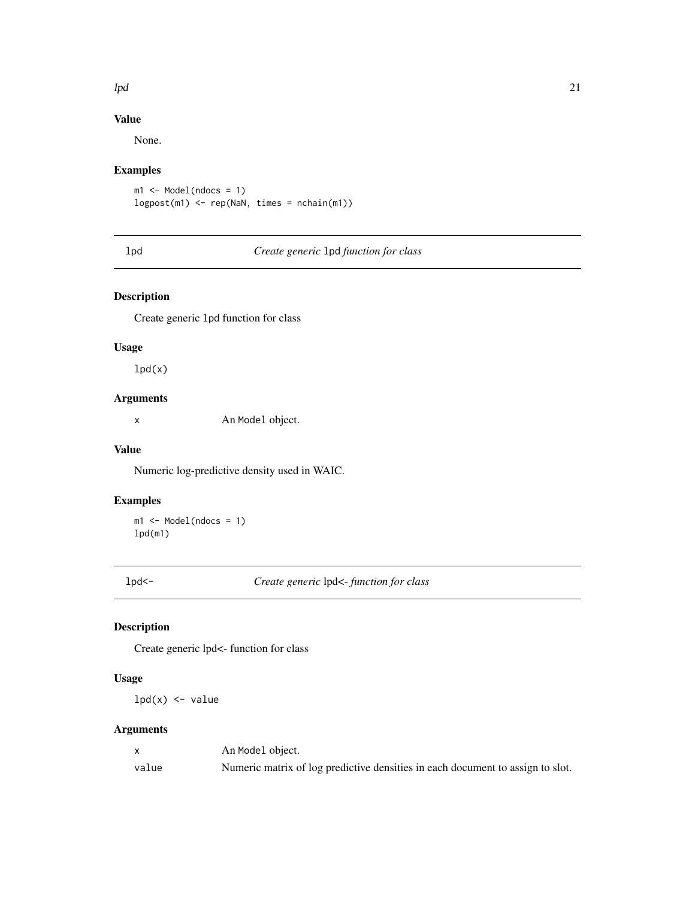### Value

None.

### Examples

```
m1 <- Model(ndocs = 1)
logpost(m1) <- rep(NaN, times = nchain(m1))
```

---

## lpd — *Create generic* lpd *function for class*

### Description

Create generic lpd function for class

### Usage

```
lpd(x)
```

### Arguments

| | |
|---|---|
| x | An Model object. |

### Value

Numeric log-predictive density used in WAIC.

### Examples

```
m1 <- Model(ndocs = 1)
lpd(m1)
```

---

## lpd<- — *Create generic* lpd<- *function for class*

### Description

Create generic lpd<- function for class

### Usage

```
lpd(x) <- value
```

### Arguments

| | |
|---|---|
| x | An Model object. |
| value | Numeric matrix of log predictive densities in each document to assign to slot. |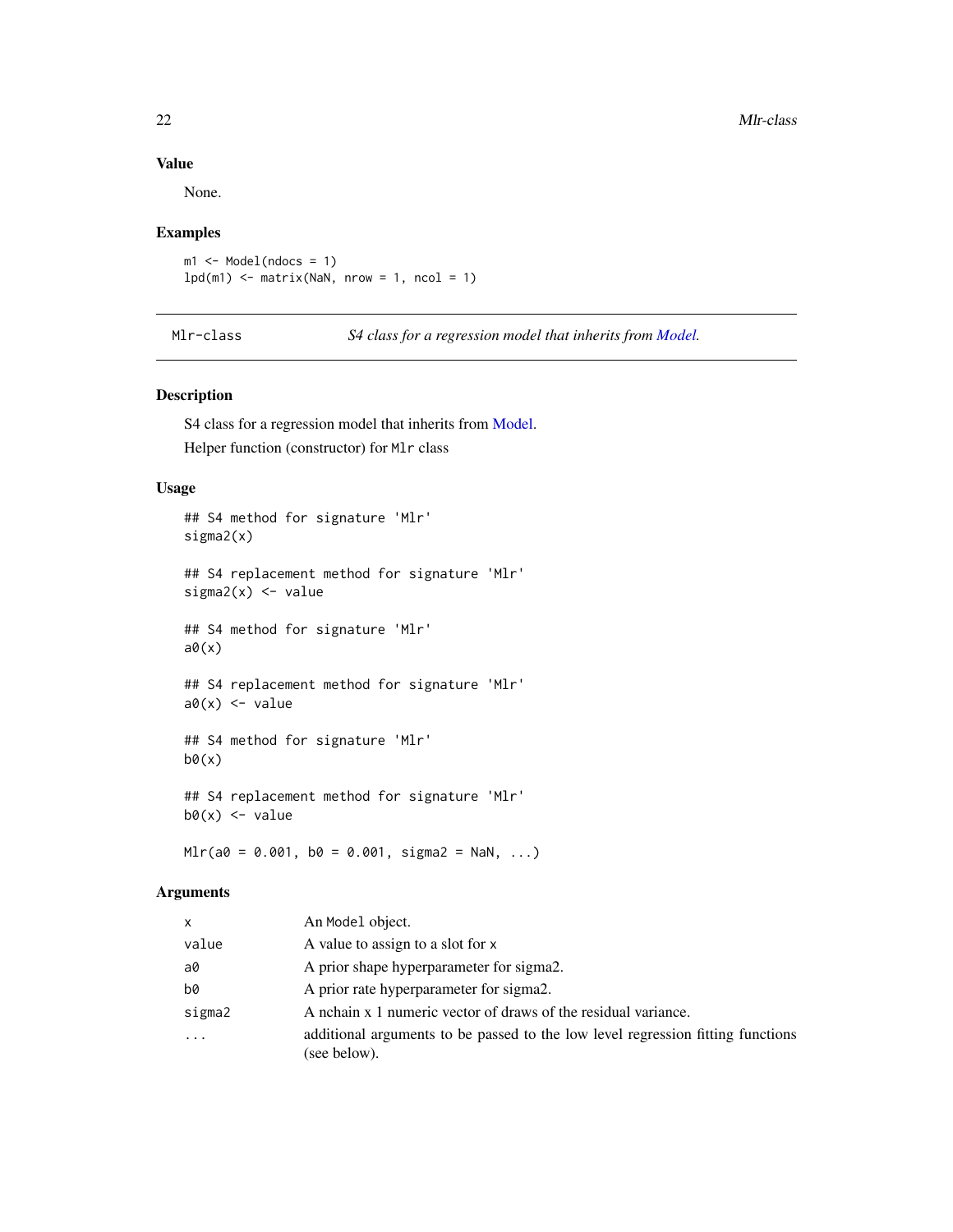### Value

None.

### Examples

```
m1 <- Model(ndocs = 1)
lpd(m1) <- matrix(NaN, nrow = 1, ncol = 1)
```

---

## Mlr-class *S4 class for a regression model that inherits from Model.*

---

### Description

S4 class for a regression model that inherits from Model.

Helper function (constructor) for `Mlr` class

### Usage

```
## S4 method for signature 'Mlr'
sigma2(x)

## S4 replacement method for signature 'Mlr'
sigma2(x) <- value

## S4 method for signature 'Mlr'
a0(x)

## S4 replacement method for signature 'Mlr'
a0(x) <- value

## S4 method for signature 'Mlr'
b0(x)

## S4 replacement method for signature 'Mlr'
b0(x) <- value

Mlr(a0 = 0.001, b0 = 0.001, sigma2 = NaN, ...)
```

### Arguments

| | |
|---|---|
| `x` | An `Model` object. |
| `value` | A value to assign to a slot for `x` |
| `a0` | A prior shape hyperparameter for sigma2. |
| `b0` | A prior rate hyperparameter for sigma2. |
| `sigma2` | A nchain x 1 numeric vector of draws of the residual variance. |
| `...` | additional arguments to be passed to the low level regression fitting functions (see below). |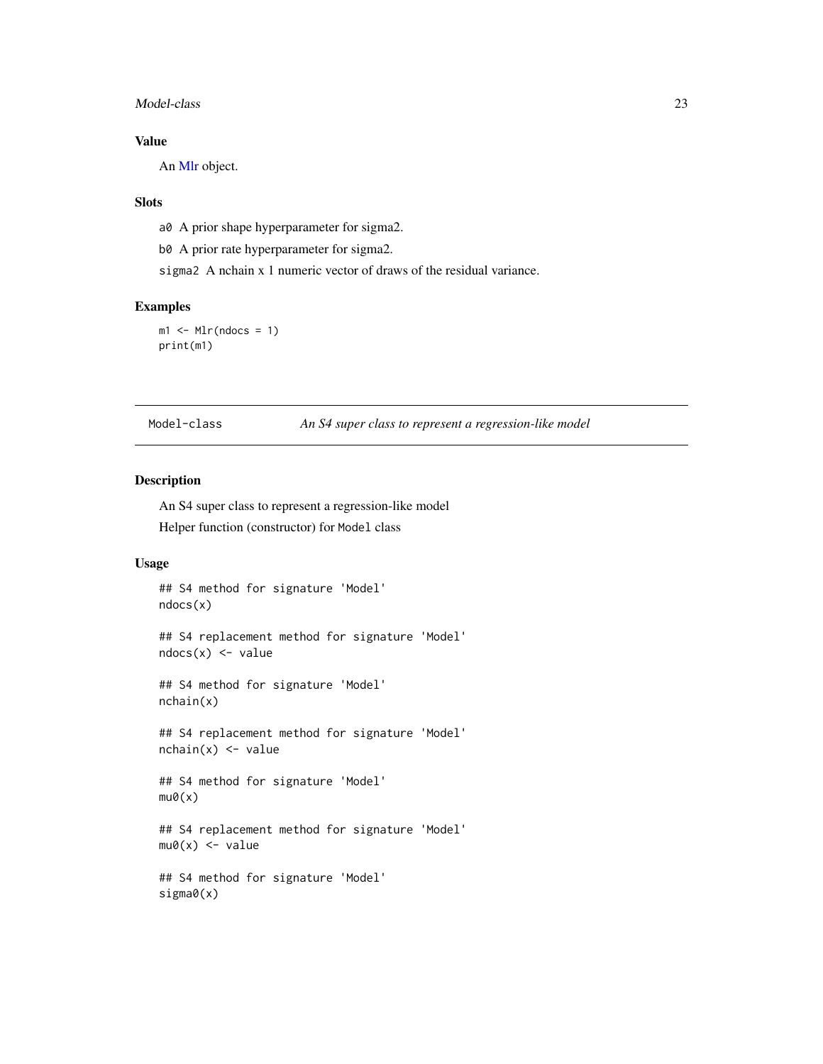### Value

An Mlr object.

### Slots

a0 A prior shape hyperparameter for sigma2.

b0 A prior rate hyperparameter for sigma2.

sigma2 A nchain x 1 numeric vector of draws of the residual variance.

### Examples

```
m1 <- Mlr(ndocs = 1)
print(m1)
```

---

## Model-class *An S4 super class to represent a regression-like model*

### Description

An S4 super class to represent a regression-like model

Helper function (constructor) for Model class

### Usage

```
## S4 method for signature 'Model'
ndocs(x)

## S4 replacement method for signature 'Model'
ndocs(x) <- value

## S4 method for signature 'Model'
nchain(x)

## S4 replacement method for signature 'Model'
nchain(x) <- value

## S4 method for signature 'Model'
mu0(x)

## S4 replacement method for signature 'Model'
mu0(x) <- value

## S4 method for signature 'Model'
sigma0(x)
```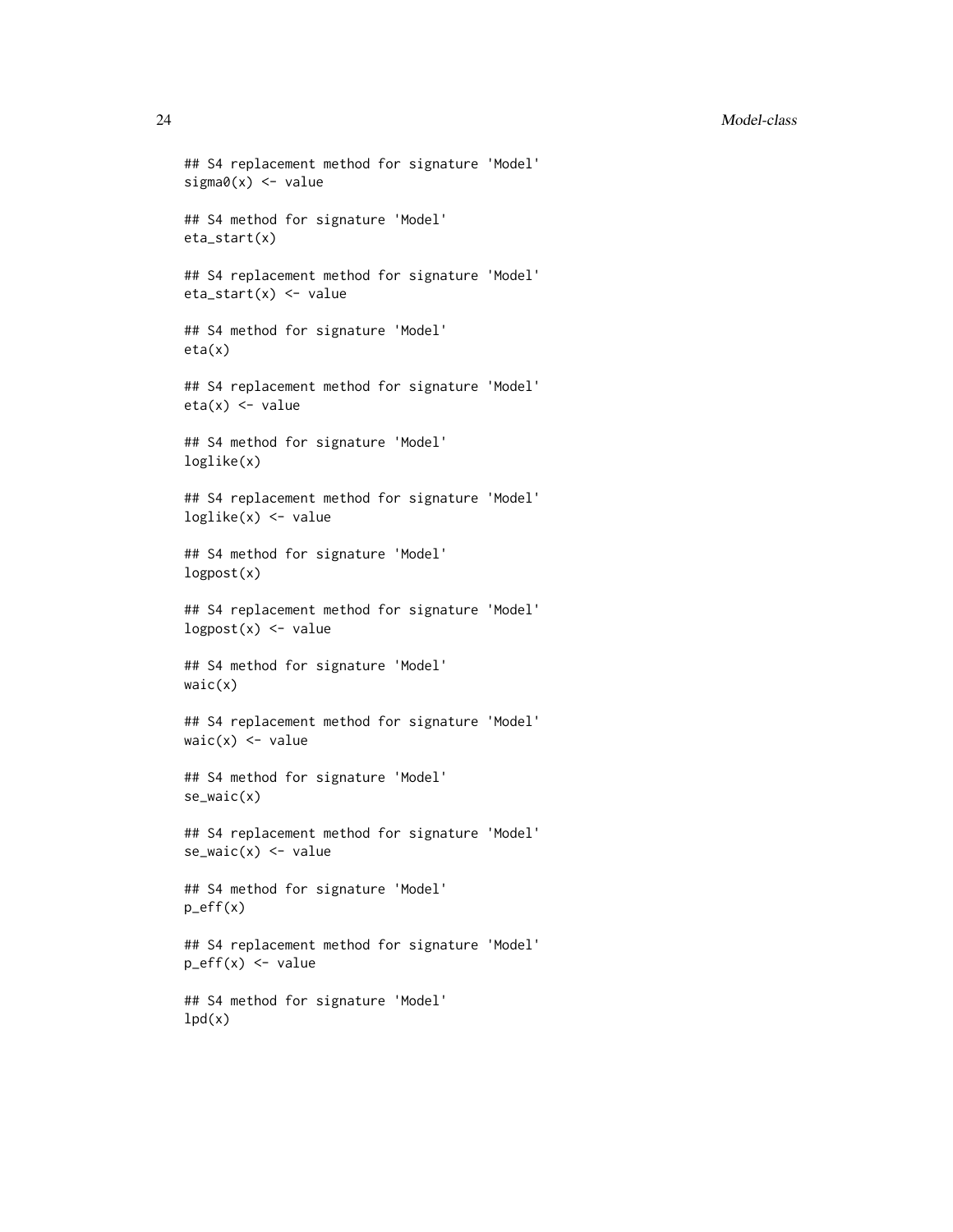```
## S4 replacement method for signature 'Model'
sigma0(x) <- value

## S4 method for signature 'Model'
eta_start(x)

## S4 replacement method for signature 'Model'
eta_start(x) <- value

## S4 method for signature 'Model'
eta(x)

## S4 replacement method for signature 'Model'
eta(x) <- value

## S4 method for signature 'Model'
loglike(x)

## S4 replacement method for signature 'Model'
loglike(x) <- value

## S4 method for signature 'Model'
logpost(x)

## S4 replacement method for signature 'Model'
logpost(x) <- value

## S4 method for signature 'Model'
waic(x)

## S4 replacement method for signature 'Model'
waic(x) <- value

## S4 method for signature 'Model'
se_waic(x)

## S4 replacement method for signature 'Model'
se_waic(x) <- value

## S4 method for signature 'Model'
p_eff(x)

## S4 replacement method for signature 'Model'
p_eff(x) <- value

## S4 method for signature 'Model'
lpd(x)
```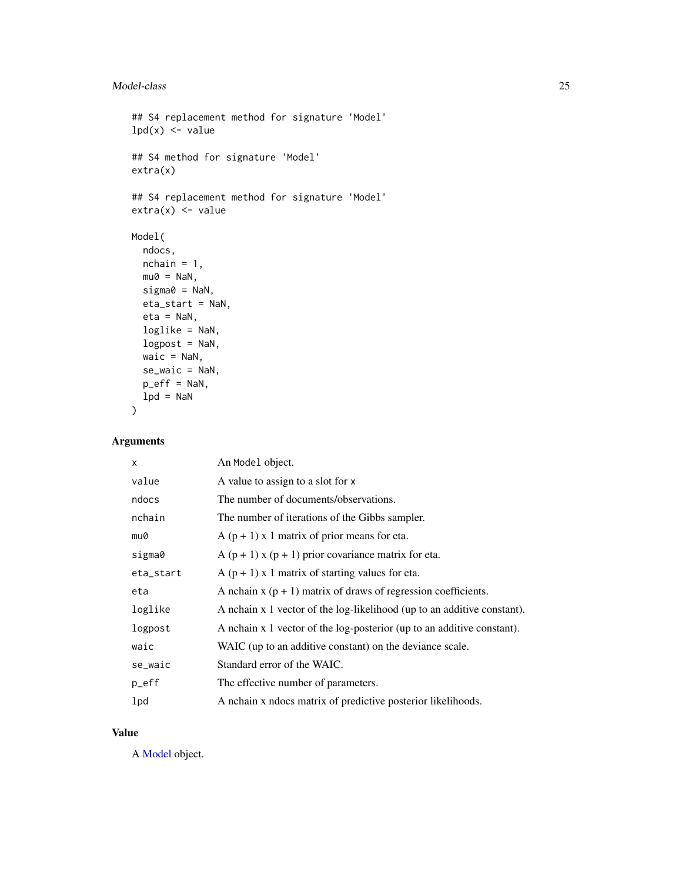```
## S4 replacement method for signature 'Model'
lpd(x) <- value

## S4 method for signature 'Model'
extra(x)

## S4 replacement method for signature 'Model'
extra(x) <- value

Model(
  ndocs,
  nchain = 1,
  mu0 = NaN,
  sigma0 = NaN,
  eta_start = NaN,
  eta = NaN,
  loglike = NaN,
  logpost = NaN,
  waic = NaN,
  se_waic = NaN,
  p_eff = NaN,
  lpd = NaN
)
```

## Arguments

| | |
|---|---|
| x | An Model object. |
| value | A value to assign to a slot for x |
| ndocs | The number of documents/observations. |
| nchain | The number of iterations of the Gibbs sampler. |
| mu0 | A (p + 1) x 1 matrix of prior means for eta. |
| sigma0 | A (p + 1) x (p + 1) prior covariance matrix for eta. |
| eta_start | A (p + 1) x 1 matrix of starting values for eta. |
| eta | A nchain x (p + 1) matrix of draws of regression coefficients. |
| loglike | A nchain x 1 vector of the log-likelihood (up to an additive constant). |
| logpost | A nchain x 1 vector of the log-posterior (up to an additive constant). |
| waic | WAIC (up to an additive constant) on the deviance scale. |
| se_waic | Standard error of the WAIC. |
| p_eff | The effective number of parameters. |
| lpd | A nchain x ndocs matrix of predictive posterior likelihoods. |

## Value

A Model object.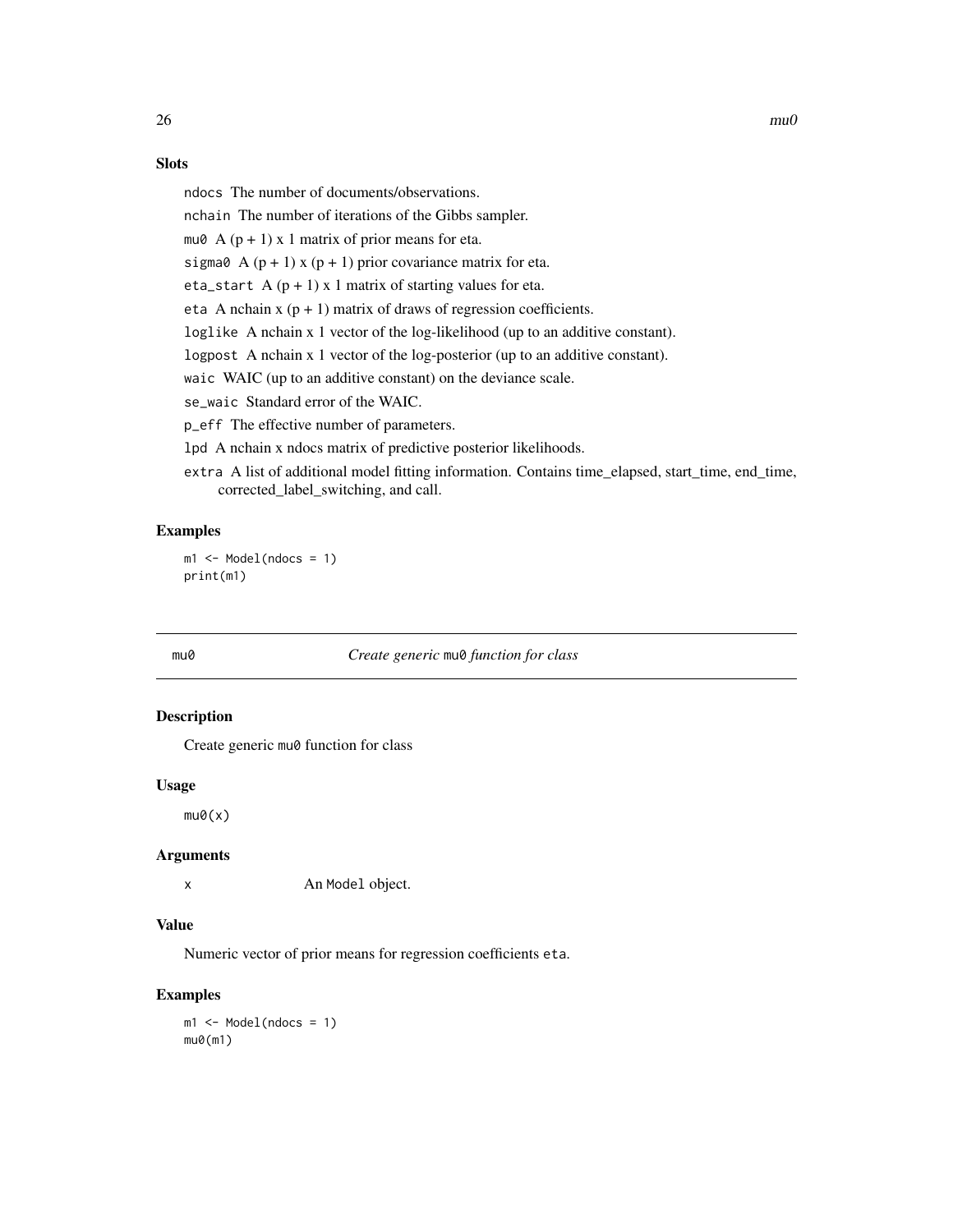### Slots

- `ndocs` The number of documents/observations.
- `nchain` The number of iterations of the Gibbs sampler.
- `mu0` A $(p + 1) \times 1$ matrix of prior means for eta.
- `sigma0` A $(p + 1) \times (p + 1)$ prior covariance matrix for eta.
- `eta_start` A $(p + 1) \times 1$ matrix of starting values for eta.
- `eta` A nchain x $(p + 1)$ matrix of draws of regression coefficients.
- `loglike` A nchain x 1 vector of the log-likelihood (up to an additive constant).
- `logpost` A nchain x 1 vector of the log-posterior (up to an additive constant).
- `waic` WAIC (up to an additive constant) on the deviance scale.
- `se_waic` Standard error of the WAIC.
- `p_eff` The effective number of parameters.
- `lpd` A nchain x ndocs matrix of predictive posterior likelihoods.
- `extra` A list of additional model fitting information. Contains time_elapsed, start_time, end_time, corrected_label_switching, and call.

### Examples

```
m1 <- Model(ndocs = 1)
print(m1)
```

---

## mu0 — *Create generic* `mu0` *function for class*

### Description

Create generic `mu0` function for class

### Usage

```
mu0(x)
```

### Arguments

| | |
|---|---|
| `x` | An `Model` object. |

### Value

Numeric vector of prior means for regression coefficients `eta`.

### Examples

```
m1 <- Model(ndocs = 1)
mu0(m1)
```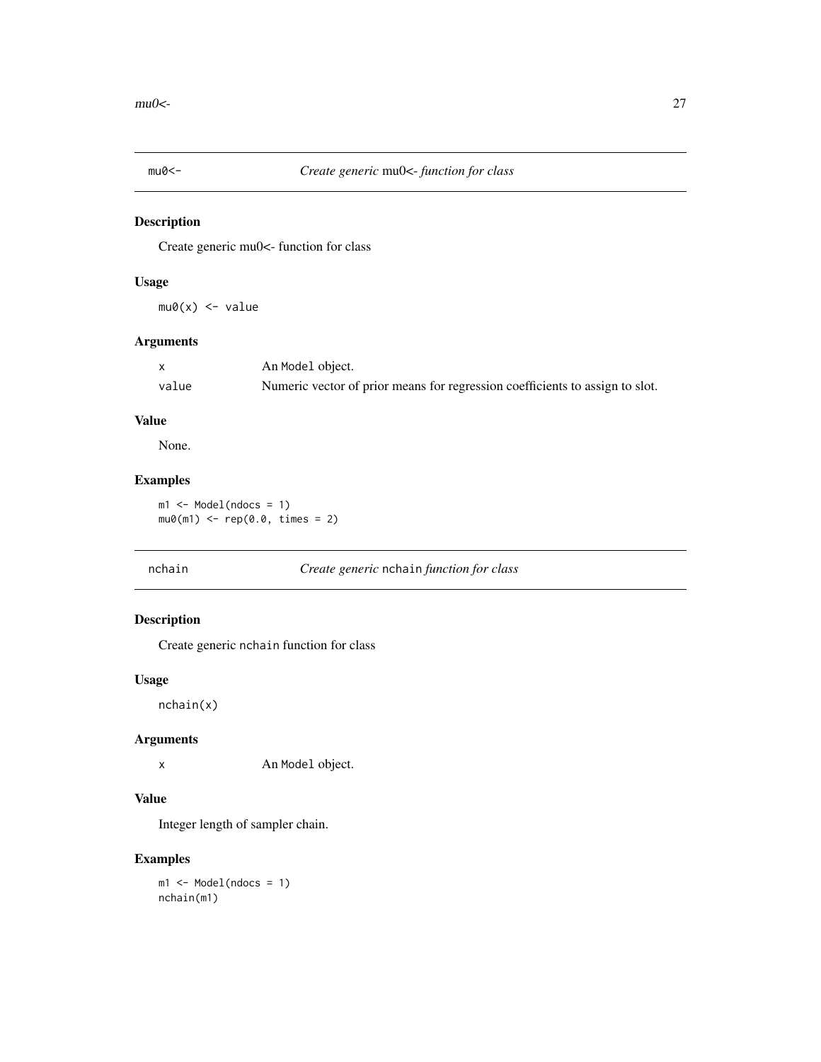## mu0<- *Create generic* mu0<- *function for class*

### Description

Create generic mu0<- function for class

### Usage

```
mu0(x) <- value
```

### Arguments

| | |
|---|---|
| x | An Model object. |
| value | Numeric vector of prior means for regression coefficients to assign to slot. |

### Value

None.

### Examples

```
m1 <- Model(ndocs = 1)
mu0(m1) <- rep(0.0, times = 2)
```

## nchain *Create generic* nchain *function for class*

### Description

Create generic nchain function for class

### Usage

```
nchain(x)
```

### Arguments

| | |
|---|---|
| x | An Model object. |

### Value

Integer length of sampler chain.

### Examples

```
m1 <- Model(ndocs = 1)
nchain(m1)
```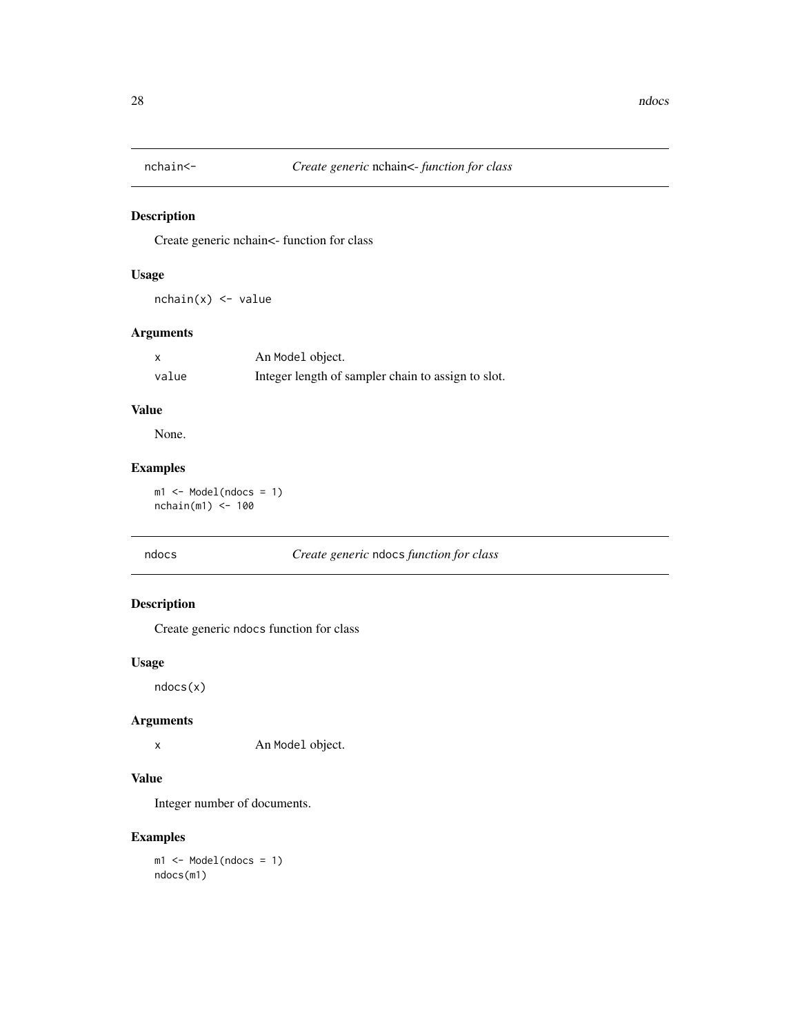## nchain<-    *Create generic* nchain<- *function for class*

### Description

Create generic nchain<- function for class

### Usage

```
nchain(x) <- value
```

### Arguments

| | |
|---|---|
| x | An Model object. |
| value | Integer length of sampler chain to assign to slot. |

### Value

None.

### Examples

```
m1 <- Model(ndocs = 1)
nchain(m1) <- 100
```

## ndocs    *Create generic* ndocs *function for class*

### Description

Create generic ndocs function for class

### Usage

```
ndocs(x)
```

### Arguments

| | |
|---|---|
| x | An Model object. |

### Value

Integer number of documents.

### Examples

```
m1 <- Model(ndocs = 1)
ndocs(m1)
```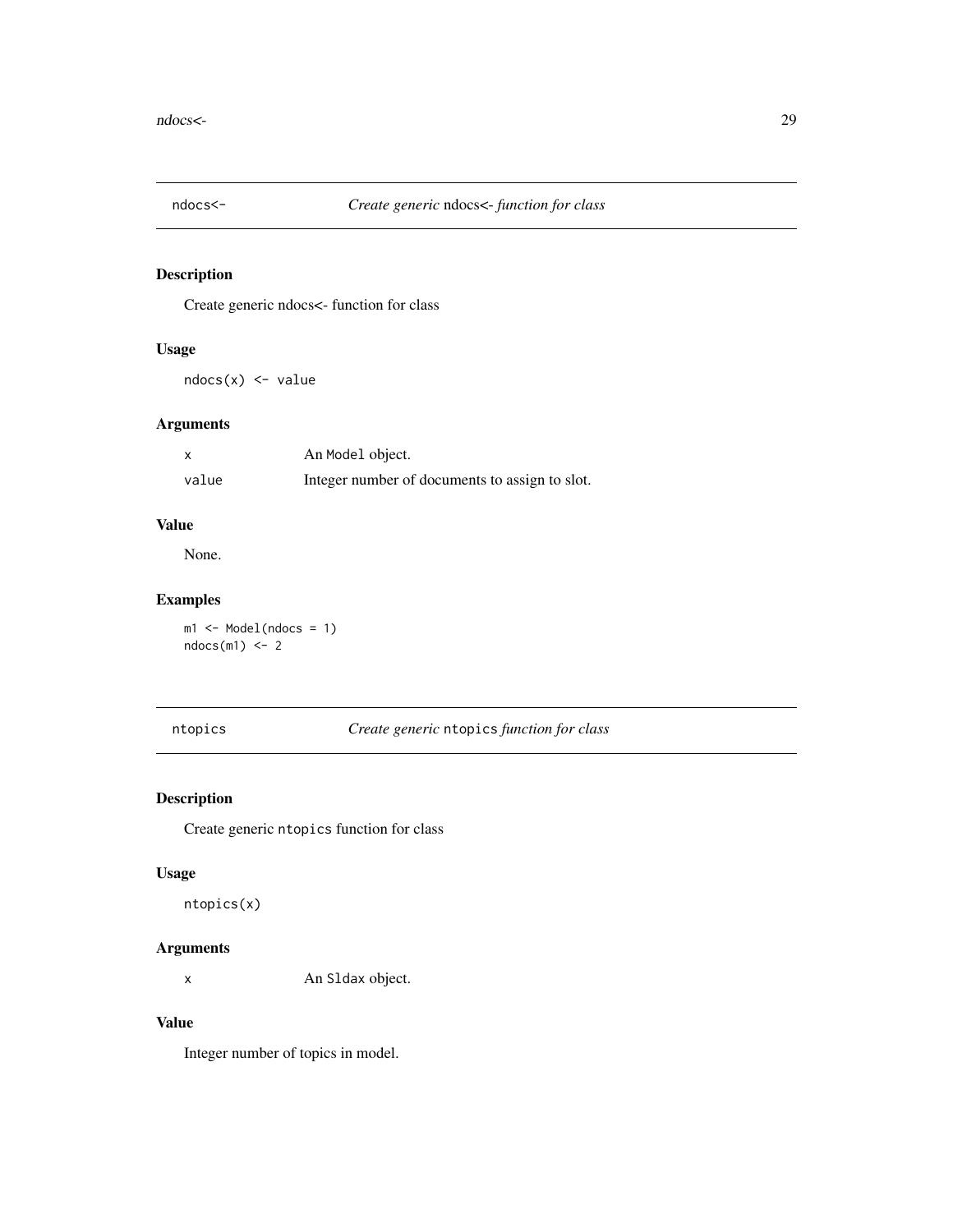## ndocs<- Create generic ndocs<- function for class

### Description

Create generic ndocs<- function for class

### Usage

```
ndocs(x) <- value
```

### Arguments

| | |
|---|---|
| x | An Model object. |
| value | Integer number of documents to assign to slot. |

### Value

None.

### Examples

```
m1 <- Model(ndocs = 1)
ndocs(m1) <- 2
```

## ntopics Create generic ntopics function for class

### Description

Create generic ntopics function for class

### Usage

```
ntopics(x)
```

### Arguments

| | |
|---|---|
| x | An Sldax object. |

### Value

Integer number of topics in model.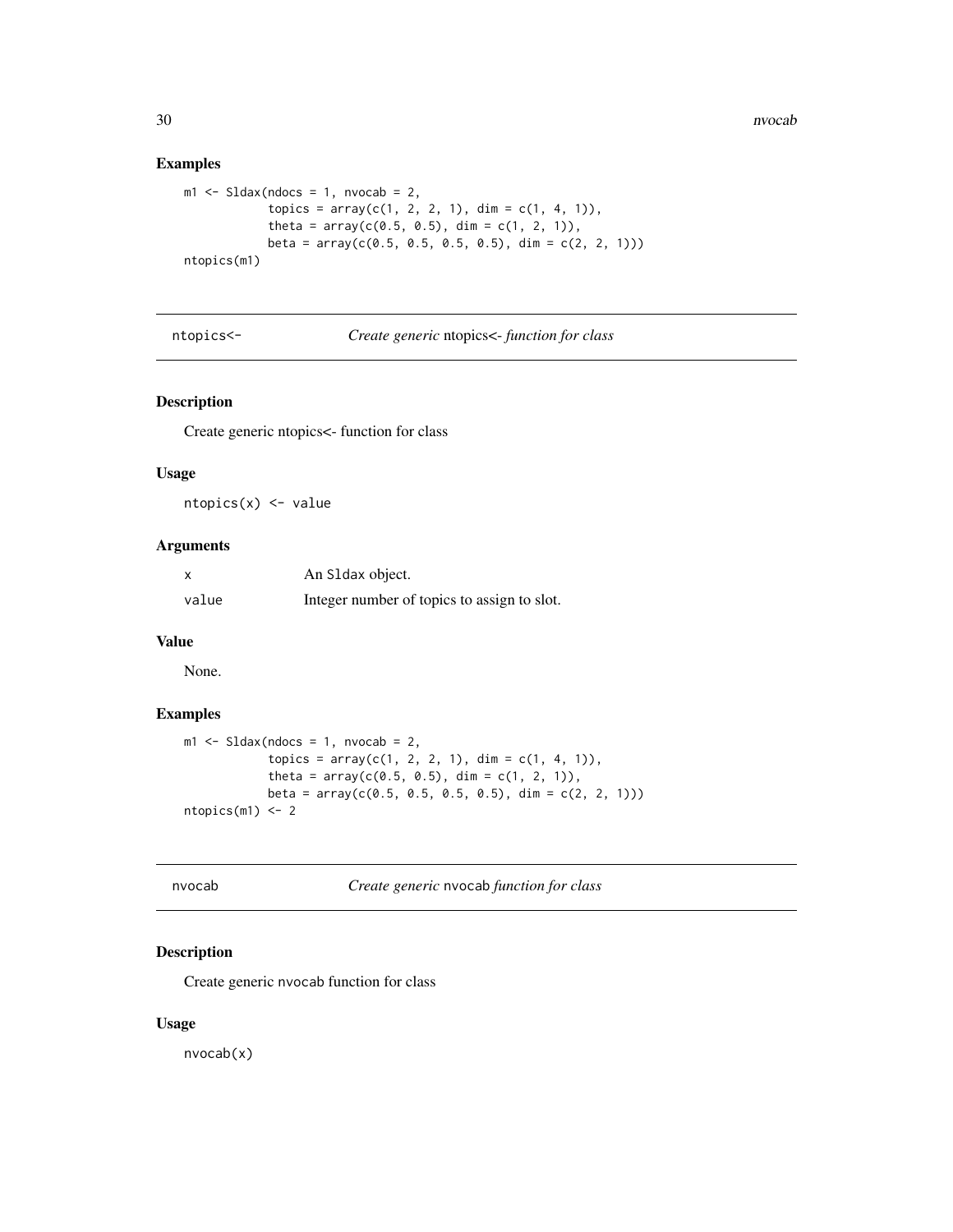### Examples

```
m1 <- Sldax(ndocs = 1, nvocab = 2,
            topics = array(c(1, 2, 2, 1), dim = c(1, 4, 1)),
            theta = array(c(0.5, 0.5), dim = c(1, 2, 1)),
            beta = array(c(0.5, 0.5, 0.5, 0.5), dim = c(2, 2, 1)))
ntopics(m1)
```

## ntopics<- *Create generic* ntopics<- *function for class*

### Description

Create generic ntopics<- function for class

### Usage

```
ntopics(x) <- value
```

### Arguments

| | |
|---|---|
| x | An Sldax object. |
| value | Integer number of topics to assign to slot. |

### Value

None.

### Examples

```
m1 <- Sldax(ndocs = 1, nvocab = 2,
            topics = array(c(1, 2, 2, 1), dim = c(1, 4, 1)),
            theta = array(c(0.5, 0.5), dim = c(1, 2, 1)),
            beta = array(c(0.5, 0.5, 0.5, 0.5), dim = c(2, 2, 1)))
ntopics(m1) <- 2
```

## nvocab *Create generic* nvocab *function for class*

### Description

Create generic nvocab function for class

### Usage

```
nvocab(x)
```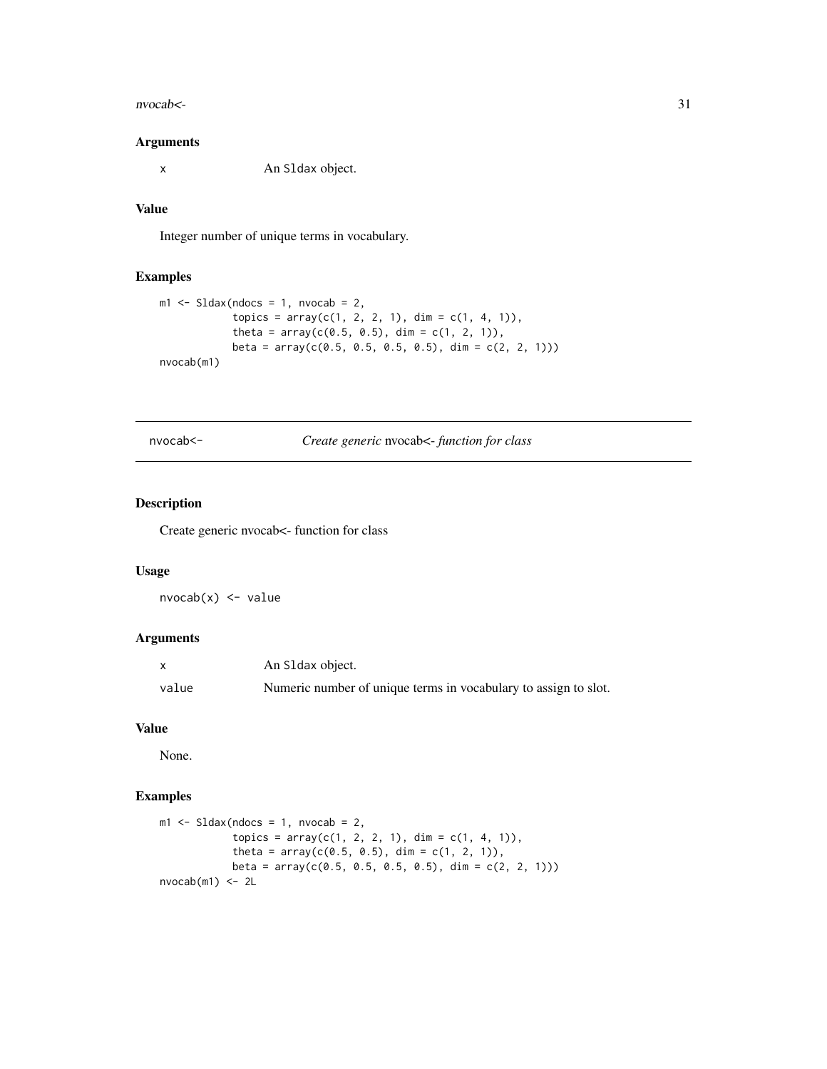### Arguments

| | |
|---|---|
| x | An Sldax object. |

### Value

Integer number of unique terms in vocabulary.

### Examples

```
m1 <- Sldax(ndocs = 1, nvocab = 2,
            topics = array(c(1, 2, 2, 1), dim = c(1, 4, 1)),
            theta = array(c(0.5, 0.5), dim = c(1, 2, 1)),
            beta = array(c(0.5, 0.5, 0.5, 0.5), dim = c(2, 2, 1)))
nvocab(m1)
```

---

## nvocab<-    *Create generic* nvocab<- *function for class*

---

### Description

Create generic nvocab<- function for class

### Usage

```
nvocab(x) <- value
```

### Arguments

| | |
|---|---|
| x | An Sldax object. |
| value | Numeric number of unique terms in vocabulary to assign to slot. |

### Value

None.

### Examples

```
m1 <- Sldax(ndocs = 1, nvocab = 2,
            topics = array(c(1, 2, 2, 1), dim = c(1, 4, 1)),
            theta = array(c(0.5, 0.5), dim = c(1, 2, 1)),
            beta = array(c(0.5, 0.5, 0.5, 0.5), dim = c(2, 2, 1)))
nvocab(m1) <- 2L
```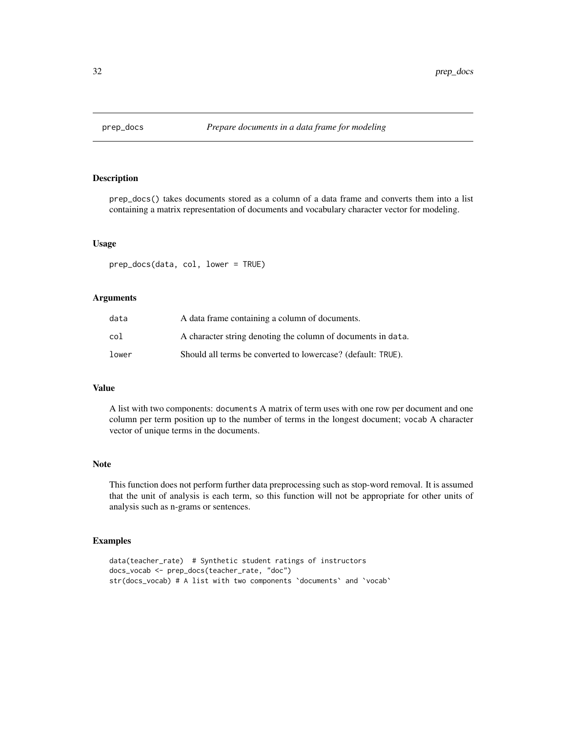## prep_docs *Prepare documents in a data frame for modeling*

### Description

prep_docs() takes documents stored as a column of a data frame and converts them into a list containing a matrix representation of documents and vocabulary character vector for modeling.

### Usage

```
prep_docs(data, col, lower = TRUE)
```

### Arguments

| | |
|---|---|
| data | A data frame containing a column of documents. |
| col | A character string denoting the column of documents in data. |
| lower | Should all terms be converted to lowercase? (default: TRUE). |

### Value

A list with two components: documents A matrix of term uses with one row per document and one column per term position up to the number of terms in the longest document; vocab A character vector of unique terms in the documents.

### Note

This function does not perform further data preprocessing such as stop-word removal. It is assumed that the unit of analysis is each term, so this function will not be appropriate for other units of analysis such as n-grams or sentences.

### Examples

```
data(teacher_rate)  # Synthetic student ratings of instructors
docs_vocab <- prep_docs(teacher_rate, "doc")
str(docs_vocab) # A list with two components `documents` and `vocab`
```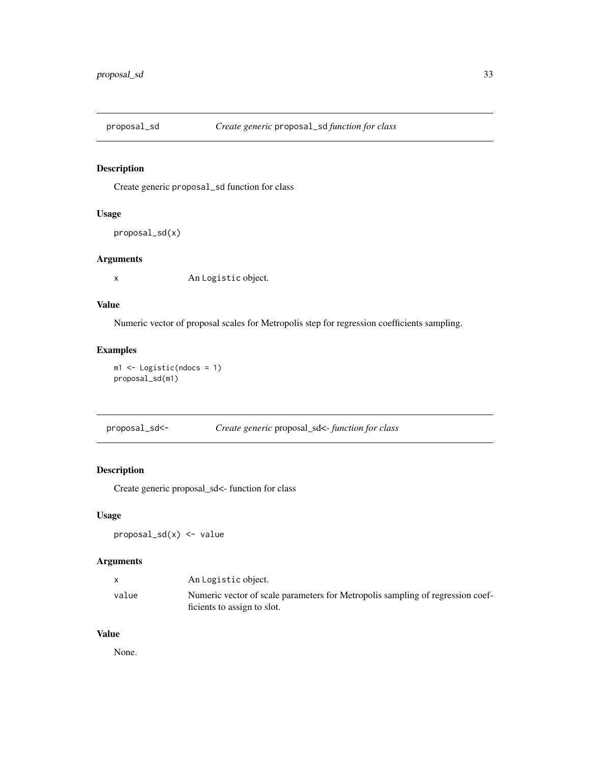## proposal_sd — *Create generic* `proposal_sd` *function for class*

### Description

Create generic `proposal_sd` function for class

### Usage

```
proposal_sd(x)
```

### Arguments

| | |
|---|---|
| `x` | An `Logistic` object. |

### Value

Numeric vector of proposal scales for Metropolis step for regression coefficients sampling.

### Examples

```
m1 <- Logistic(ndocs = 1)
proposal_sd(m1)
```

## proposal_sd<- — *Create generic* proposal_sd<- *function for class*

### Description

Create generic proposal_sd<- function for class

### Usage

```
proposal_sd(x) <- value
```

### Arguments

| | |
|---|---|
| `x` | An `Logistic` object. |
| `value` | Numeric vector of scale parameters for Metropolis sampling of regression coefficients to assign to slot. |

### Value

None.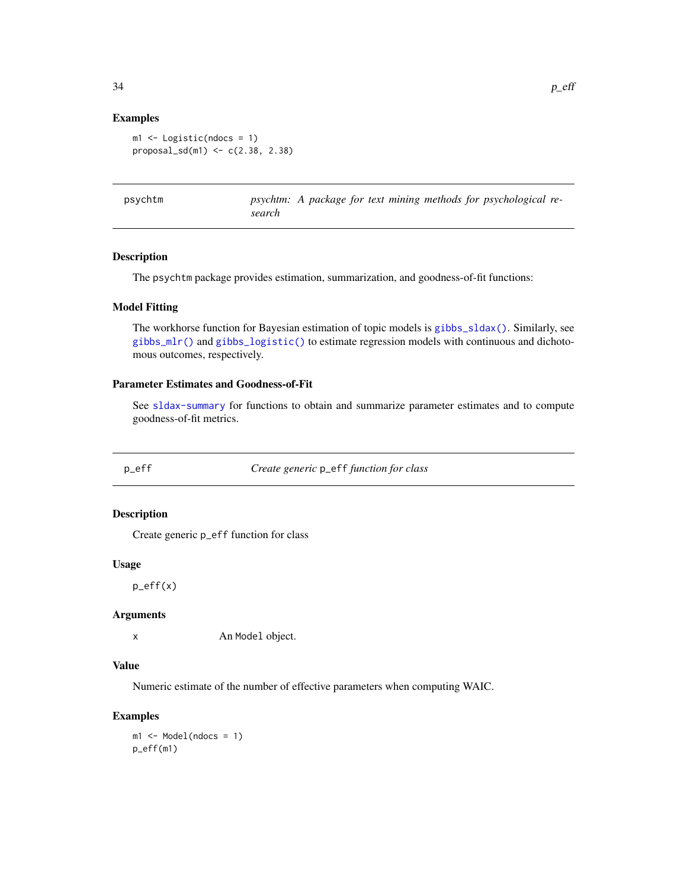### Examples

```
m1 <- Logistic(ndocs = 1)
proposal_sd(m1) <- c(2.38, 2.38)
```

---

## psychtm — *psychtm: A package for text mining methods for psychological research*

### Description

The psychtm package provides estimation, summarization, and goodness-of-fit functions:

### Model Fitting

The workhorse function for Bayesian estimation of topic models is gibbs_sldax(). Similarly, see gibbs_mlr() and gibbs_logistic() to estimate regression models with continuous and dichotomous outcomes, respectively.

### Parameter Estimates and Goodness-of-Fit

See sldax-summary for functions to obtain and summarize parameter estimates and to compute goodness-of-fit metrics.

---

## p_eff — *Create generic p_eff function for class*

### Description

Create generic p_eff function for class

### Usage

```
p_eff(x)
```

### Arguments

| | |
|---|---|
| x | An Model object. |

### Value

Numeric estimate of the number of effective parameters when computing WAIC.

### Examples

```
m1 <- Model(ndocs = 1)
p_eff(m1)
```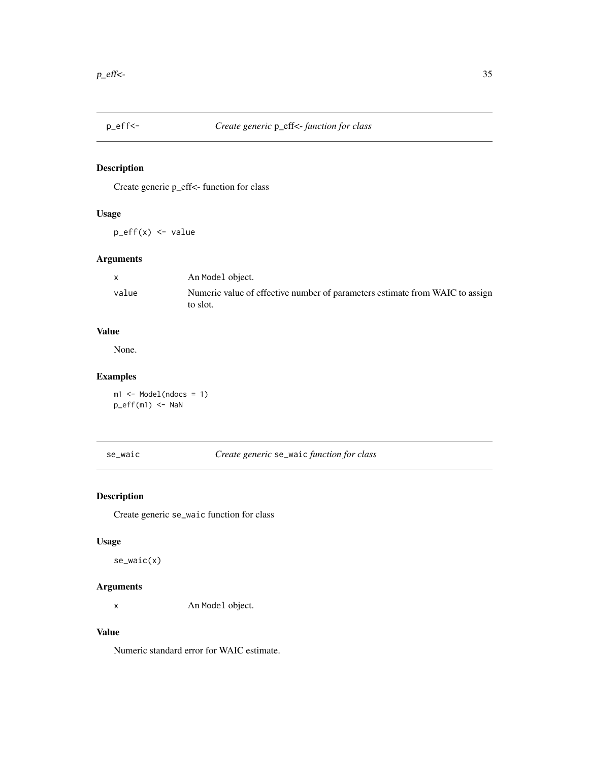## p_eff<-    *Create generic* p_eff<- *function for class*

### Description

Create generic p_eff<- function for class

### Usage

```
p_eff(x) <- value
```

### Arguments

| | |
|---|---|
| x | An Model object. |
| value | Numeric value of effective number of parameters estimate from WAIC to assign to slot. |

### Value

None.

### Examples

```
m1 <- Model(ndocs = 1)
p_eff(m1) <- NaN
```

## se_waic    *Create generic* se_waic *function for class*

### Description

Create generic se_waic function for class

### Usage

```
se_waic(x)
```

### Arguments

| | |
|---|---|
| x | An Model object. |

### Value

Numeric standard error for WAIC estimate.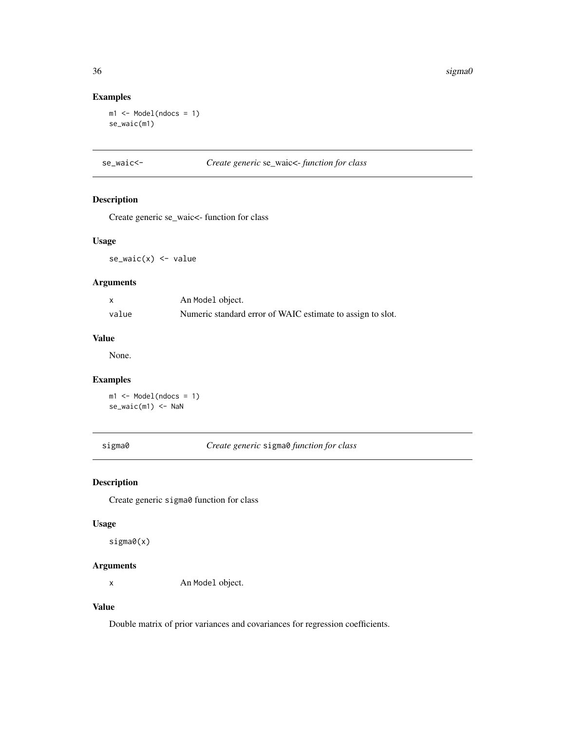## Examples

```
m1 <- Model(ndocs = 1)
se_waic(m1)
```

---

# se_waic<- *Create generic* se_waic<- *function for class*

## Description

Create generic se_waic<- function for class

## Usage

```
se_waic(x) <- value
```

## Arguments

| | |
|---|---|
| x | An Model object. |
| value | Numeric standard error of WAIC estimate to assign to slot. |

## Value

None.

## Examples

```
m1 <- Model(ndocs = 1)
se_waic(m1) <- NaN
```

---

# sigma0 *Create generic* sigma0 *function for class*

## Description

Create generic sigma0 function for class

## Usage

```
sigma0(x)
```

## Arguments

| | |
|---|---|
| x | An Model object. |

## Value

Double matrix of prior variances and covariances for regression coefficients.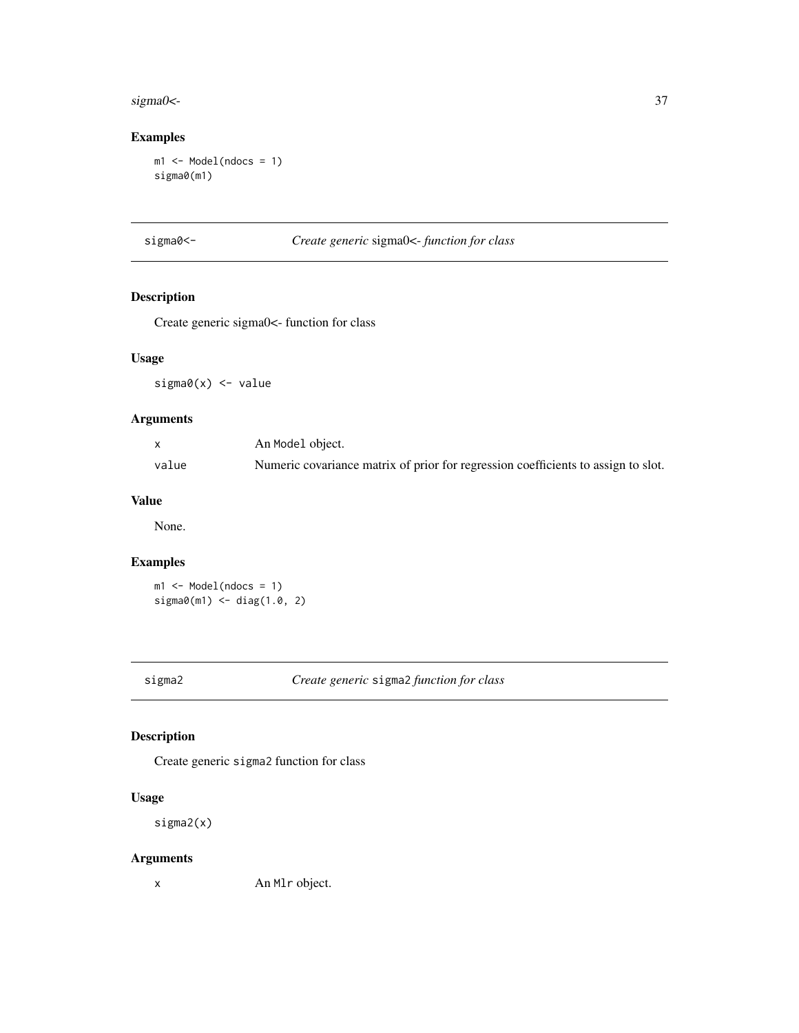## Examples

```
m1 <- Model(ndocs = 1)
sigma0(m1)
```

---

# sigma0<- *Create generic* sigma0<- *function for class*

## Description

Create generic sigma0<- function for class

## Usage

```
sigma0(x) <- value
```

## Arguments

| | |
|---|---|
| x | An `Model` object. |
| value | Numeric covariance matrix of prior for regression coefficients to assign to slot. |

## Value

None.

## Examples

```
m1 <- Model(ndocs = 1)
sigma0(m1) <- diag(1.0, 2)
```

---

# sigma2 *Create generic* `sigma2` *function for class*

## Description

Create generic `sigma2` function for class

## Usage

```
sigma2(x)
```

## Arguments

| | |
|---|---|
| x | An `Mlr` object. |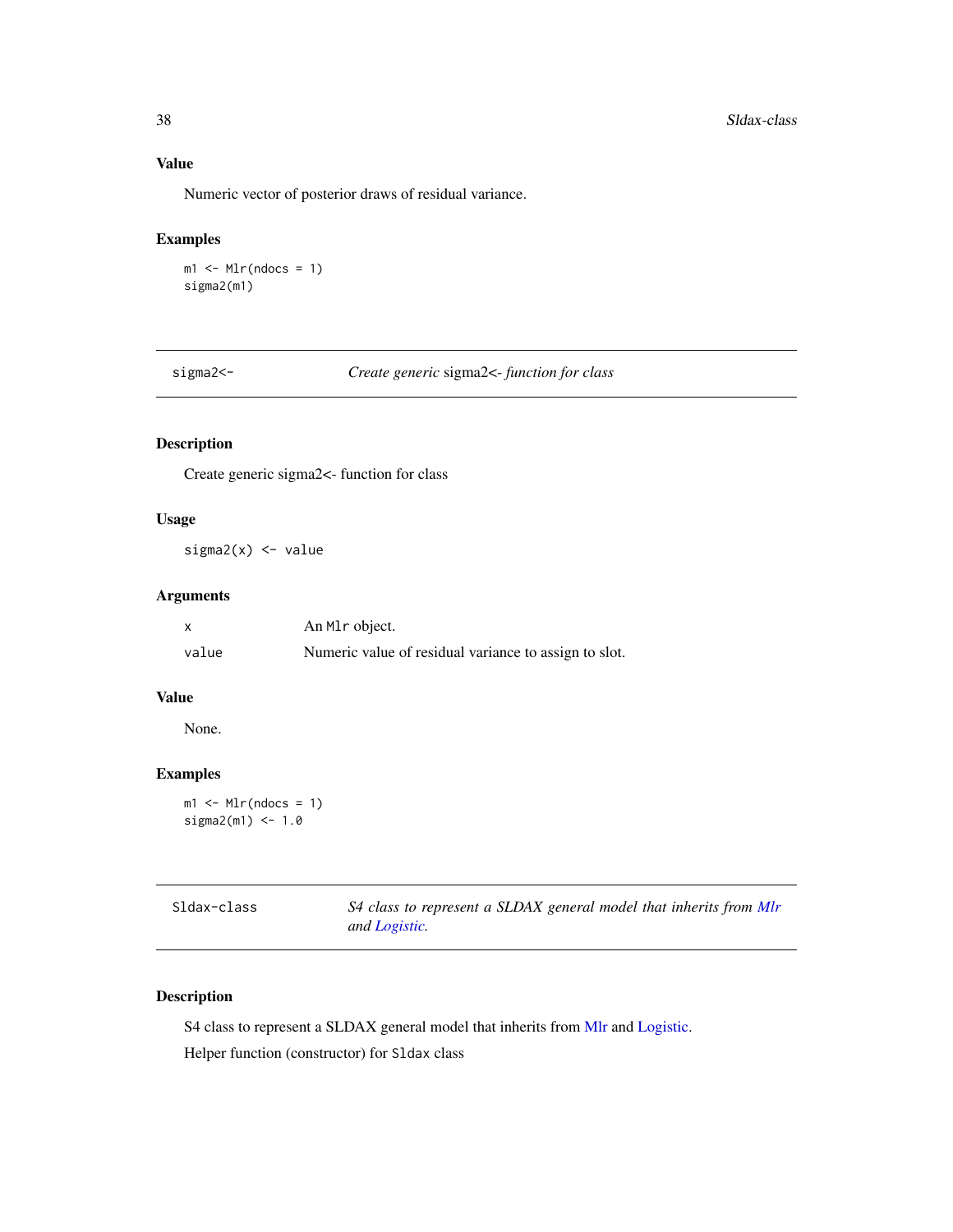### Value

Numeric vector of posterior draws of residual variance.

### Examples

```
m1 <- Mlr(ndocs = 1)
sigma2(m1)
```

---

## sigma2<-    *Create generic* sigma2<- *function for class*

---

### Description

Create generic sigma2<- function for class

### Usage

```
sigma2(x) <- value
```

### Arguments

| | |
|---|---|
| x | An `Mlr` object. |
| value | Numeric value of residual variance to assign to slot. |

### Value

None.

### Examples

```
m1 <- Mlr(ndocs = 1)
sigma2(m1) <- 1.0
```

---

## Sldax-class    *S4 class to represent a SLDAX general model that inherits from Mlr and Logistic.*

---

### Description

S4 class to represent a SLDAX general model that inherits from Mlr and Logistic.

Helper function (constructor) for `Sldax` class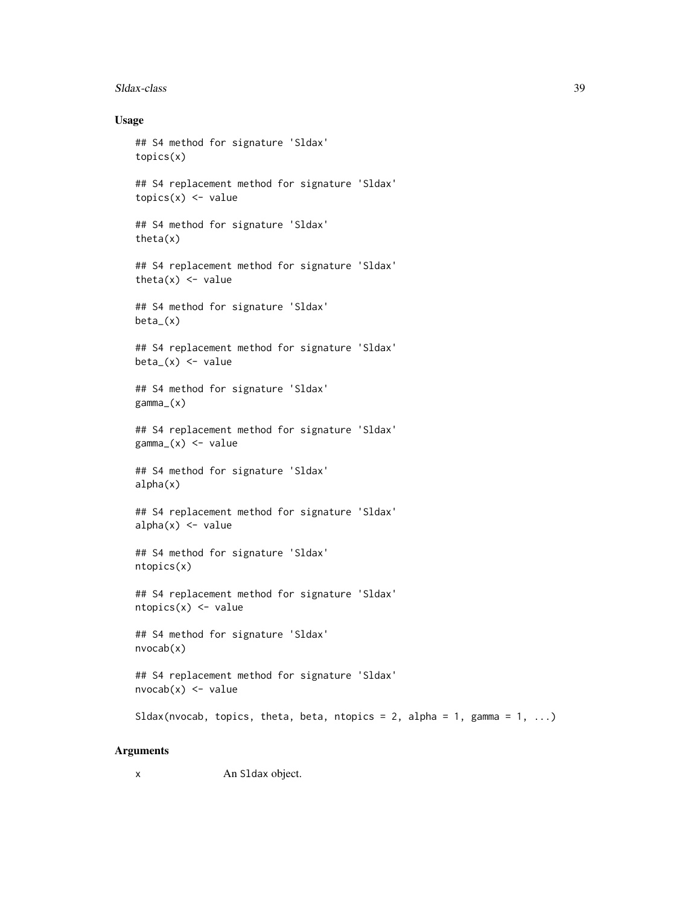## Usage

```
## S4 method for signature 'Sldax'
topics(x)

## S4 replacement method for signature 'Sldax'
topics(x) <- value

## S4 method for signature 'Sldax'
theta(x)

## S4 replacement method for signature 'Sldax'
theta(x) <- value

## S4 method for signature 'Sldax'
beta_(x)

## S4 replacement method for signature 'Sldax'
beta_(x) <- value

## S4 method for signature 'Sldax'
gamma_(x)

## S4 replacement method for signature 'Sldax'
gamma_(x) <- value

## S4 method for signature 'Sldax'
alpha(x)

## S4 replacement method for signature 'Sldax'
alpha(x) <- value

## S4 method for signature 'Sldax'
ntopics(x)

## S4 replacement method for signature 'Sldax'
ntopics(x) <- value

## S4 method for signature 'Sldax'
nvocab(x)

## S4 replacement method for signature 'Sldax'
nvocab(x) <- value

Sldax(nvocab, topics, theta, beta, ntopics = 2, alpha = 1, gamma = 1, ...)
```

## Arguments

x    An Sldax object.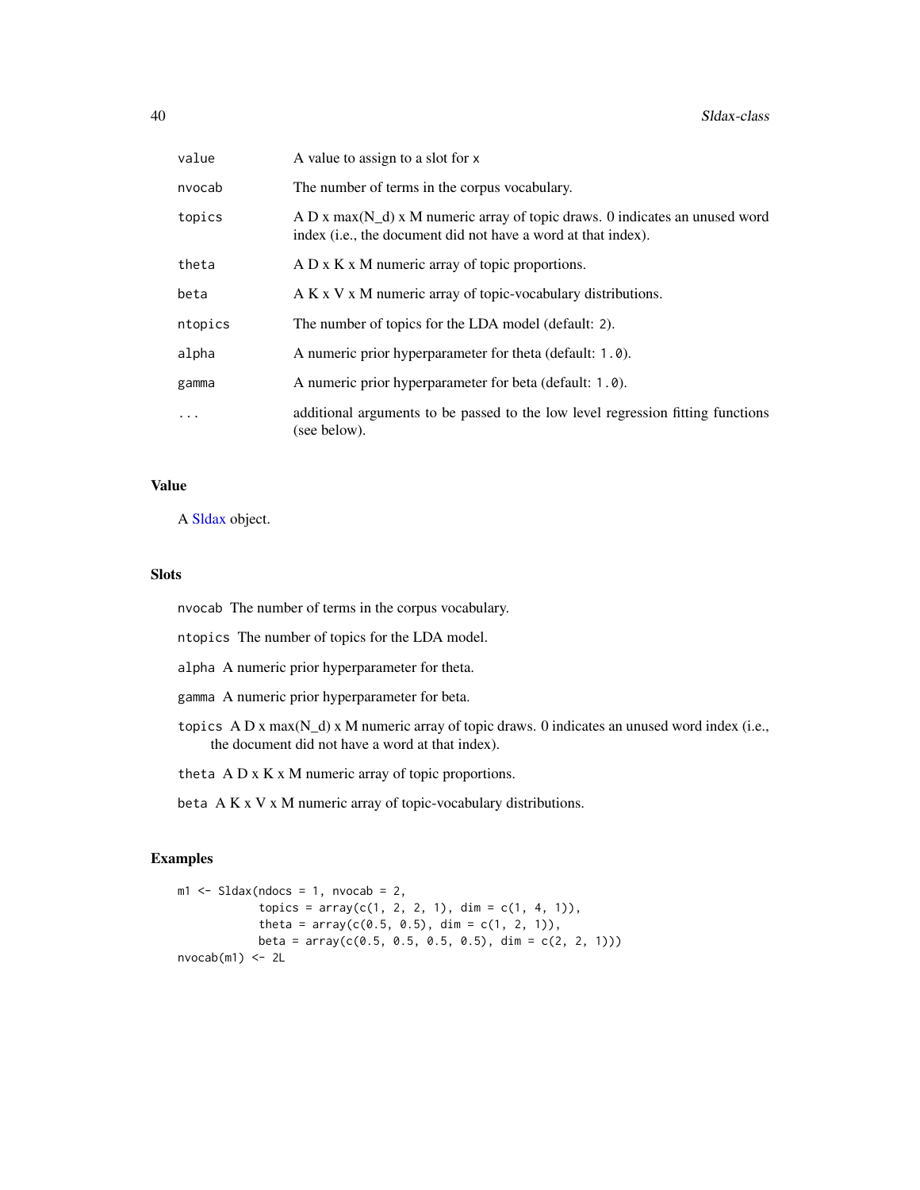| | |
|---|---|
| value | A value to assign to a slot for x |
| nvocab | The number of terms in the corpus vocabulary. |
| topics | A D x max(N_d) x M numeric array of topic draws. 0 indicates an unused word index (i.e., the document did not have a word at that index). |
| theta | A D x K x M numeric array of topic proportions. |
| beta | A K x V x M numeric array of topic-vocabulary distributions. |
| ntopics | The number of topics for the LDA model (default: 2). |
| alpha | A numeric prior hyperparameter for theta (default: 1.0). |
| gamma | A numeric prior hyperparameter for beta (default: 1.0). |
| ... | additional arguments to be passed to the low level regression fitting functions (see below). |

## Value

A Sldax object.

## Slots

nvocab The number of terms in the corpus vocabulary.

ntopics The number of topics for the LDA model.

alpha A numeric prior hyperparameter for theta.

gamma A numeric prior hyperparameter for beta.

topics A D x max(N_d) x M numeric array of topic draws. 0 indicates an unused word index (i.e., the document did not have a word at that index).

theta A D x K x M numeric array of topic proportions.

beta A K x V x M numeric array of topic-vocabulary distributions.

## Examples

```
m1 <- Sldax(ndocs = 1, nvocab = 2,
            topics = array(c(1, 2, 2, 1), dim = c(1, 4, 1)),
            theta = array(c(0.5, 0.5), dim = c(1, 2, 1)),
            beta = array(c(0.5, 0.5, 0.5, 0.5), dim = c(2, 2, 1)))
nvocab(m1) <- 2L
```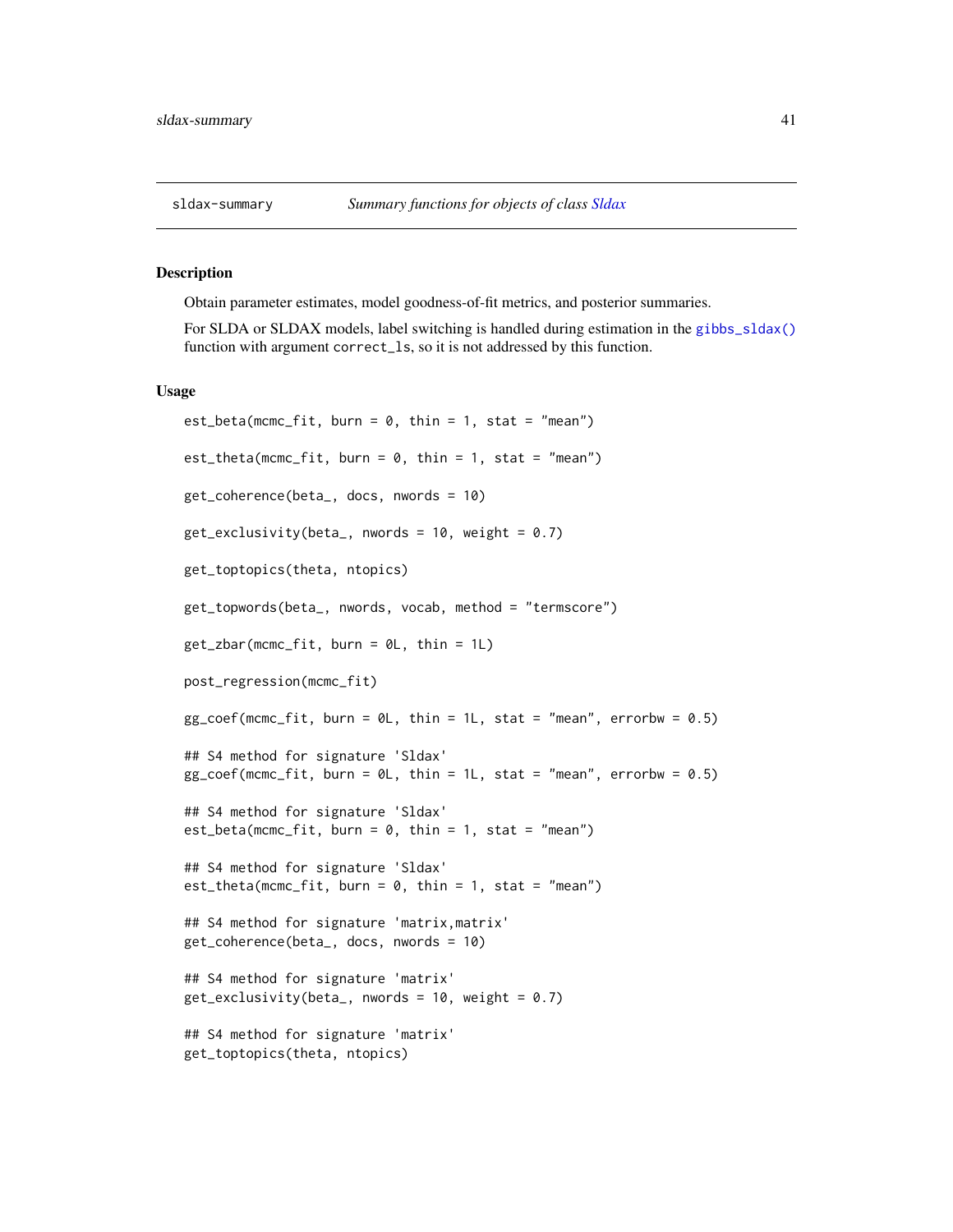## sldax-summary — *Summary functions for objects of class Sldax*

### Description

Obtain parameter estimates, model goodness-of-fit metrics, and posterior summaries.

For SLDA or SLDAX models, label switching is handled during estimation in the `gibbs_sldax()` function with argument `correct_ls`, so it is not addressed by this function.

### Usage

```
est_beta(mcmc_fit, burn = 0, thin = 1, stat = "mean")

est_theta(mcmc_fit, burn = 0, thin = 1, stat = "mean")

get_coherence(beta_, docs, nwords = 10)

get_exclusivity(beta_, nwords = 10, weight = 0.7)

get_toptopics(theta, ntopics)

get_topwords(beta_, nwords, vocab, method = "termscore")

get_zbar(mcmc_fit, burn = 0L, thin = 1L)

post_regression(mcmc_fit)

gg_coef(mcmc_fit, burn = 0L, thin = 1L, stat = "mean", errorbw = 0.5)

## S4 method for signature 'Sldax'
gg_coef(mcmc_fit, burn = 0L, thin = 1L, stat = "mean", errorbw = 0.5)

## S4 method for signature 'Sldax'
est_beta(mcmc_fit, burn = 0, thin = 1, stat = "mean")

## S4 method for signature 'Sldax'
est_theta(mcmc_fit, burn = 0, thin = 1, stat = "mean")

## S4 method for signature 'matrix,matrix'
get_coherence(beta_, docs, nwords = 10)

## S4 method for signature 'matrix'
get_exclusivity(beta_, nwords = 10, weight = 0.7)

## S4 method for signature 'matrix'
get_toptopics(theta, ntopics)
```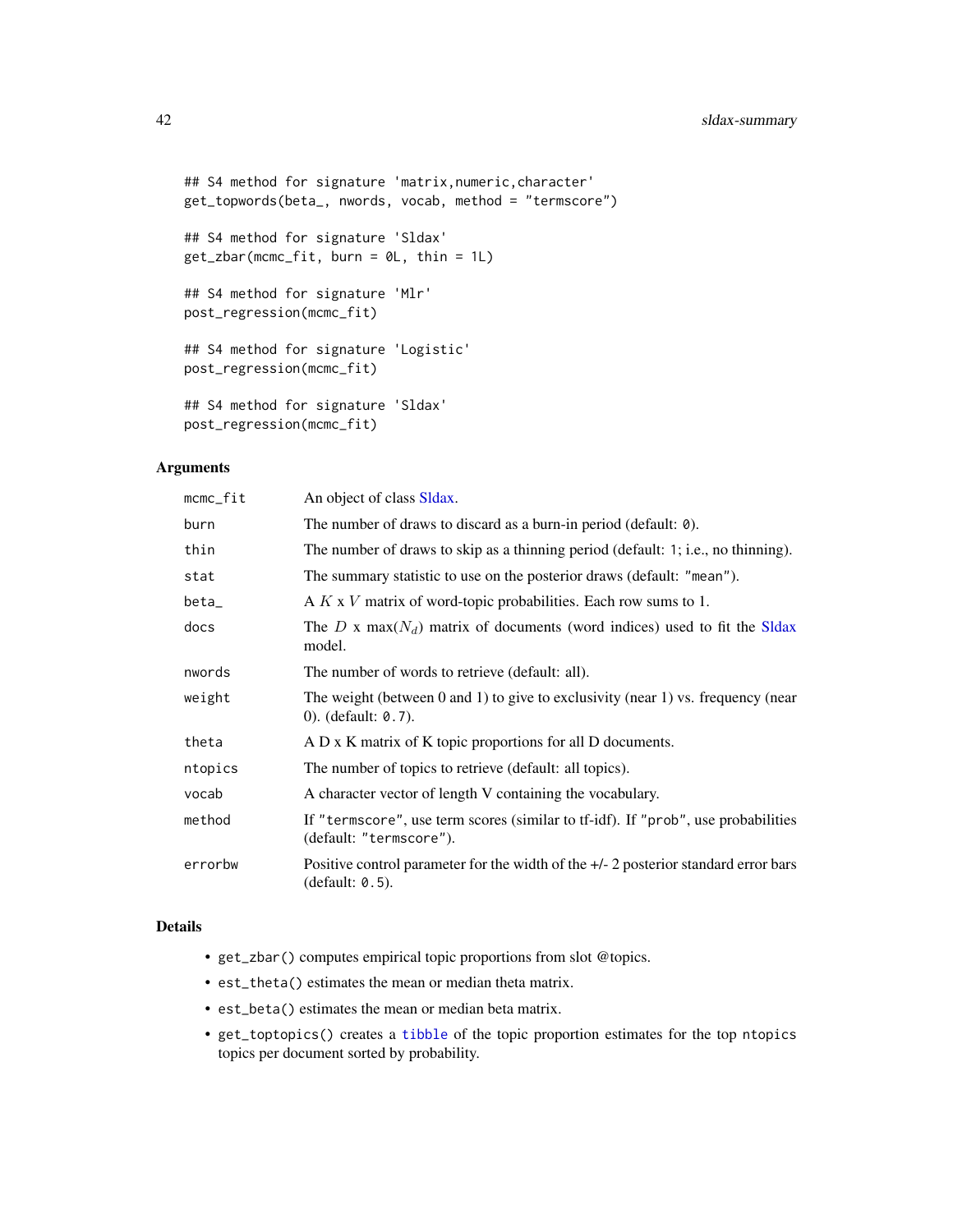```
## S4 method for signature 'matrix,numeric,character'
get_topwords(beta_, nwords, vocab, method = "termscore")

## S4 method for signature 'Sldax'
get_zbar(mcmc_fit, burn = 0L, thin = 1L)

## S4 method for signature 'Mlr'
post_regression(mcmc_fit)

## S4 method for signature 'Logistic'
post_regression(mcmc_fit)

## S4 method for signature 'Sldax'
post_regression(mcmc_fit)
```

### Arguments

| | |
|---|---|
| `mcmc_fit` | An object of class Sldax. |
| `burn` | The number of draws to discard as a burn-in period (default: `0`). |
| `thin` | The number of draws to skip as a thinning period (default: `1`; i.e., no thinning). |
| `stat` | The summary statistic to use on the posterior draws (default: `"mean"`). |
| `beta_` | A $K$ x $V$ matrix of word-topic probabilities. Each row sums to 1. |
| `docs` | The $D$ x $\max(N_d)$ matrix of documents (word indices) used to fit the Sldax model. |
| `nwords` | The number of words to retrieve (default: all). |
| `weight` | The weight (between 0 and 1) to give to exclusivity (near 1) vs. frequency (near 0). (default: `0.7`). |
| `theta` | A D x K matrix of K topic proportions for all D documents. |
| `ntopics` | The number of topics to retrieve (default: all topics). |
| `vocab` | A character vector of length V containing the vocabulary. |
| `method` | If `"termscore"`, use term scores (similar to tf-idf). If `"prob"`, use probabilities (default: `"termscore"`). |
| `errorbw` | Positive control parameter for the width of the +/- 2 posterior standard error bars (default: `0.5`). |

### Details

- `get_zbar()` computes empirical topic proportions from slot @topics.
- `est_theta()` estimates the mean or median theta matrix.
- `est_beta()` estimates the mean or median beta matrix.
- `get_toptopics()` creates a `tibble` of the topic proportion estimates for the top `ntopics` topics per document sorted by probability.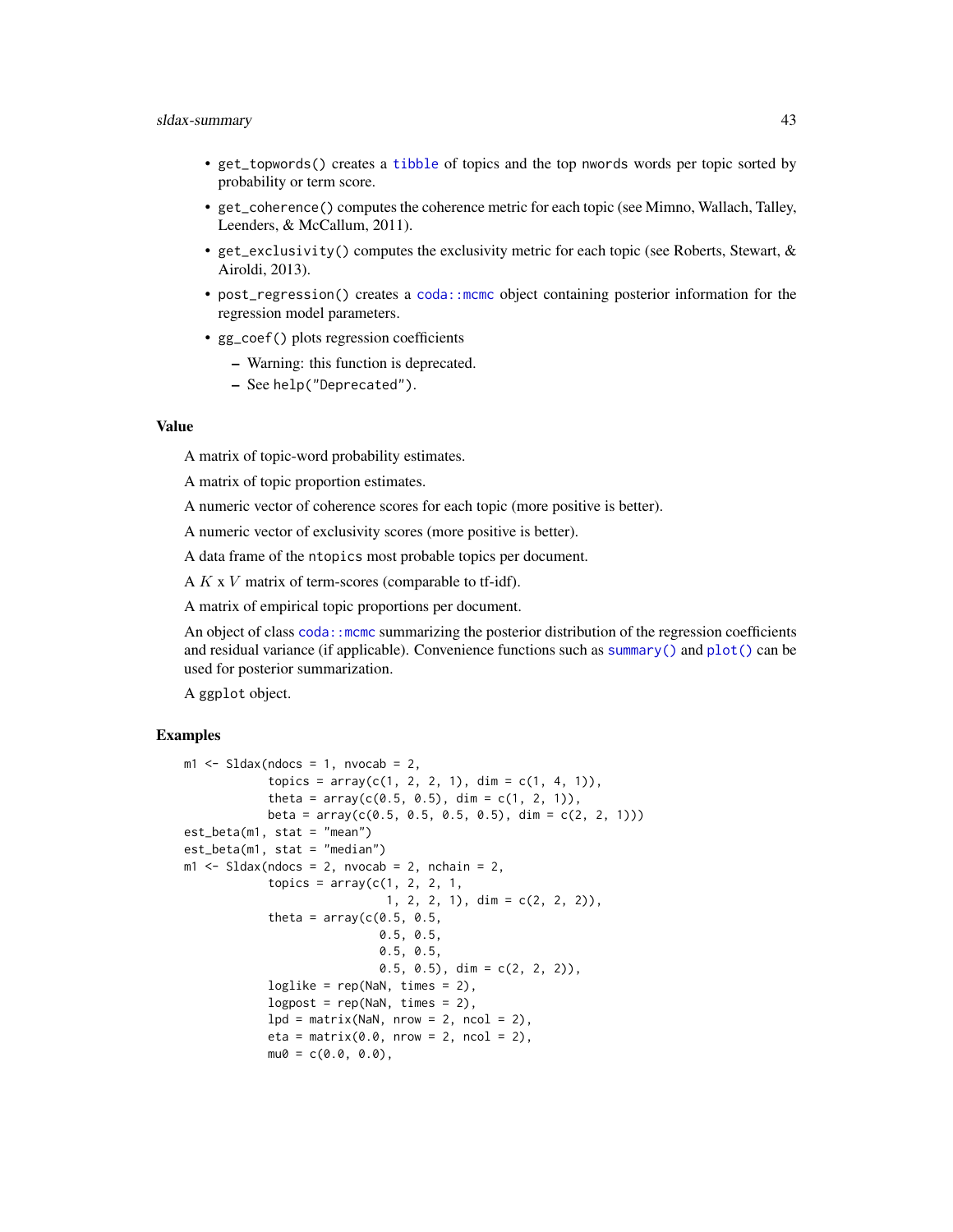- `get_topwords()` creates a `tibble` of topics and the top `nwords` words per topic sorted by probability or term score.
- `get_coherence()` computes the coherence metric for each topic (see Mimno, Wallach, Talley, Leenders, & McCallum, 2011).
- `get_exclusivity()` computes the exclusivity metric for each topic (see Roberts, Stewart, & Airoldi, 2013).
- `post_regression()` creates a `coda::mcmc` object containing posterior information for the regression model parameters.
- `gg_coef()` plots regression coefficients
  - Warning: this function is deprecated.
  - See `help("Deprecated")`.

## Value

A matrix of topic-word probability estimates.

A matrix of topic proportion estimates.

A numeric vector of coherence scores for each topic (more positive is better).

A numeric vector of exclusivity scores (more positive is better).

A data frame of the `ntopics` most probable topics per document.

A $K$ x $V$ matrix of term-scores (comparable to tf-idf).

A matrix of empirical topic proportions per document.

An object of class `coda::mcmc` summarizing the posterior distribution of the regression coefficients and residual variance (if applicable). Convenience functions such as `summary()` and `plot()` can be used for posterior summarization.

A `ggplot` object.

## Examples

```
m1 <- Sldax(ndocs = 1, nvocab = 2,
            topics = array(c(1, 2, 2, 1), dim = c(1, 4, 1)),
            theta = array(c(0.5, 0.5), dim = c(1, 2, 1)),
            beta = array(c(0.5, 0.5, 0.5, 0.5), dim = c(2, 2, 1)))
est_beta(m1, stat = "mean")
est_beta(m1, stat = "median")
m1 <- Sldax(ndocs = 2, nvocab = 2, nchain = 2,
            topics = array(c(1, 2, 2, 1,
                             1, 2, 2, 1), dim = c(2, 2, 2)),
            theta = array(c(0.5, 0.5,
                            0.5, 0.5,
                            0.5, 0.5,
                            0.5, 0.5), dim = c(2, 2, 2)),
            loglike = rep(NaN, times = 2),
            logpost = rep(NaN, times = 2),
            lpd = matrix(NaN, nrow = 2, ncol = 2),
            eta = matrix(0.0, nrow = 2, ncol = 2),
            mu0 = c(0.0, 0.0),
```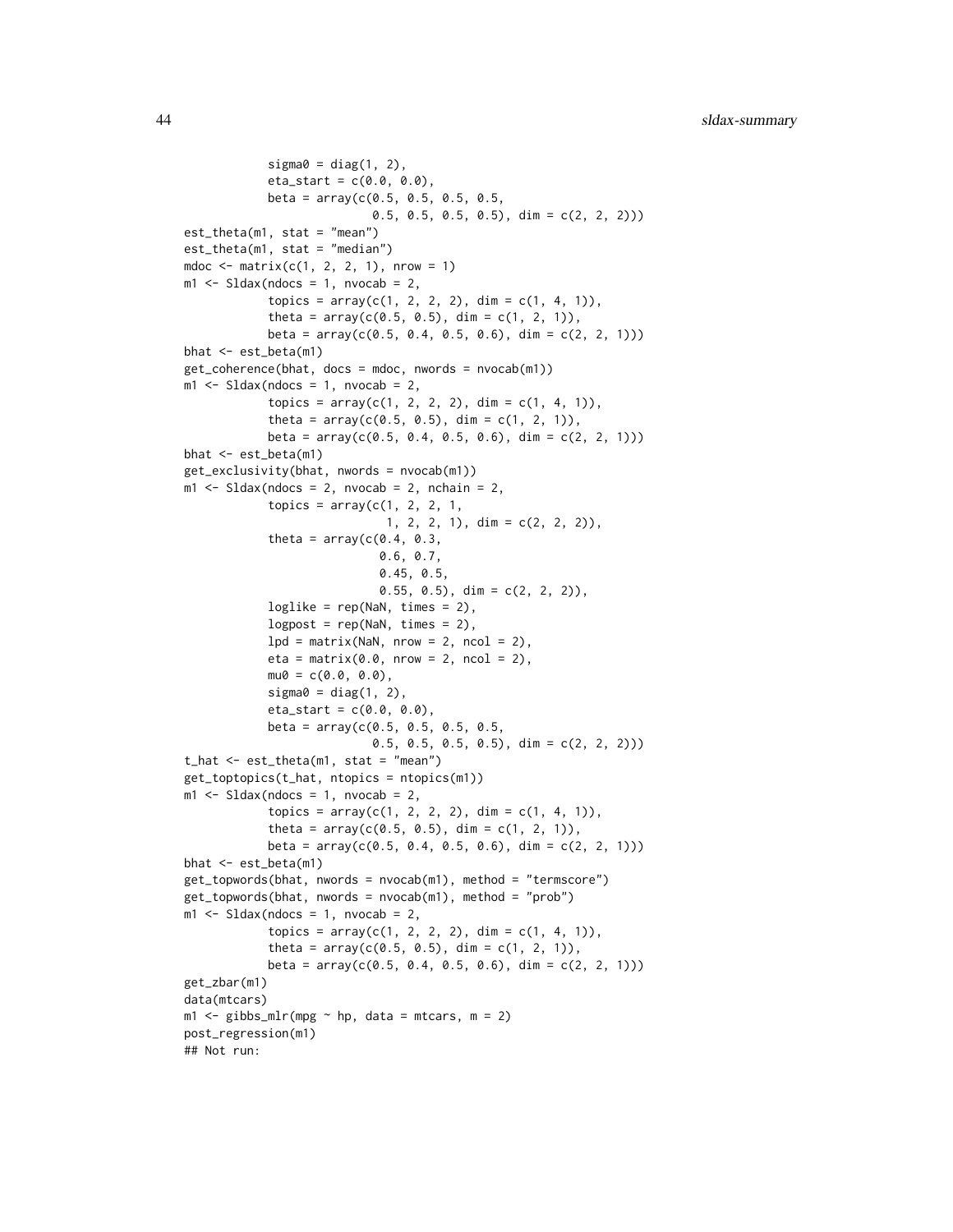```
            sigma0 = diag(1, 2),
            eta_start = c(0.0, 0.0),
            beta = array(c(0.5, 0.5, 0.5, 0.5,
                           0.5, 0.5, 0.5, 0.5), dim = c(2, 2, 2)))
est_theta(m1, stat = "mean")
est_theta(m1, stat = "median")
mdoc <- matrix(c(1, 2, 2, 1), nrow = 1)
m1 <- Sldax(ndocs = 1, nvocab = 2,
            topics = array(c(1, 2, 2, 2), dim = c(1, 4, 1)),
            theta = array(c(0.5, 0.5), dim = c(1, 2, 1)),
            beta = array(c(0.5, 0.4, 0.5, 0.6), dim = c(2, 2, 1)))
bhat <- est_beta(m1)
get_coherence(bhat, docs = mdoc, nwords = nvocab(m1))
m1 <- Sldax(ndocs = 1, nvocab = 2,
            topics = array(c(1, 2, 2, 2), dim = c(1, 4, 1)),
            theta = array(c(0.5, 0.5), dim = c(1, 2, 1)),
            beta = array(c(0.5, 0.4, 0.5, 0.6), dim = c(2, 2, 1)))
bhat <- est_beta(m1)
get_exclusivity(bhat, nwords = nvocab(m1))
m1 <- Sldax(ndocs = 2, nvocab = 2, nchain = 2,
            topics = array(c(1, 2, 2, 1,
                             1, 2, 2, 1), dim = c(2, 2, 2)),
            theta = array(c(0.4, 0.3,
                            0.6, 0.7,
                            0.45, 0.5,
                            0.55, 0.5), dim = c(2, 2, 2)),
            loglike = rep(NaN, times = 2),
            logpost = rep(NaN, times = 2),
            lpd = matrix(NaN, nrow = 2, ncol = 2),
            eta = matrix(0.0, nrow = 2, ncol = 2),
            mu0 = c(0.0, 0.0),
            sigma0 = diag(1, 2),
            eta_start = c(0.0, 0.0),
            beta = array(c(0.5, 0.5, 0.5, 0.5,
                           0.5, 0.5, 0.5, 0.5), dim = c(2, 2, 2)))
t_hat <- est_theta(m1, stat = "mean")
get_toptopics(t_hat, ntopics = ntopics(m1))
m1 <- Sldax(ndocs = 1, nvocab = 2,
            topics = array(c(1, 2, 2, 2), dim = c(1, 4, 1)),
            theta = array(c(0.5, 0.5), dim = c(1, 2, 1)),
            beta = array(c(0.5, 0.4, 0.5, 0.6), dim = c(2, 2, 1)))
bhat <- est_beta(m1)
get_topwords(bhat, nwords = nvocab(m1), method = "termscore")
get_topwords(bhat, nwords = nvocab(m1), method = "prob")
m1 <- Sldax(ndocs = 1, nvocab = 2,
            topics = array(c(1, 2, 2, 2), dim = c(1, 4, 1)),
            theta = array(c(0.5, 0.5), dim = c(1, 2, 1)),
            beta = array(c(0.5, 0.4, 0.5, 0.6), dim = c(2, 2, 1)))
get_zbar(m1)
data(mtcars)
m1 <- gibbs_mlr(mpg ~ hp, data = mtcars, m = 2)
post_regression(m1)
## Not run:
```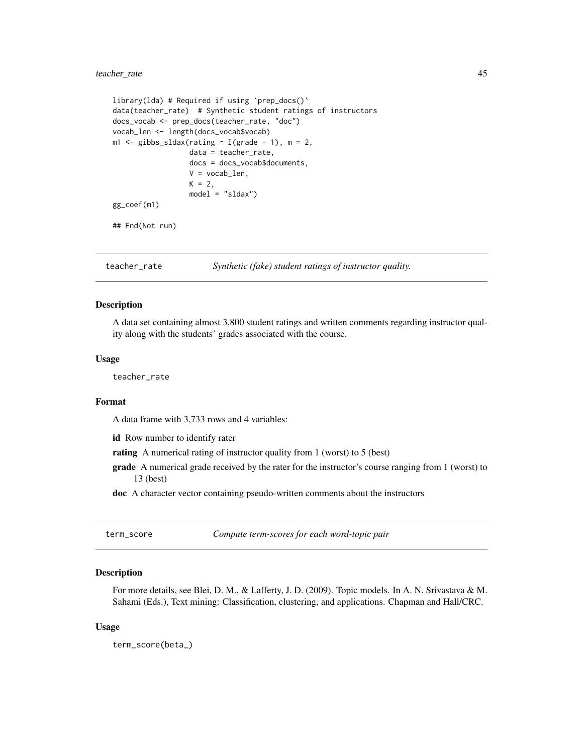```
library(lda) # Required if using `prep_docs()`
data(teacher_rate)  # Synthetic student ratings of instructors
docs_vocab <- prep_docs(teacher_rate, "doc")
vocab_len <- length(docs_vocab$vocab)
m1 <- gibbs_sldax(rating ~ I(grade - 1), m = 2,
                  data = teacher_rate,
                  docs = docs_vocab$documents,
                  V = vocab_len,
                  K = 2,
                  model = "sldax")
gg_coef(m1)

## End(Not run)
```

---

## teacher_rate — *Synthetic (fake) student ratings of instructor quality.*

### Description

A data set containing almost 3,800 student ratings and written comments regarding instructor quality along with the students' grades associated with the course.

### Usage

```
teacher_rate
```

### Format

A data frame with 3,733 rows and 4 variables:

**id** Row number to identify rater

**rating** A numerical rating of instructor quality from 1 (worst) to 5 (best)

**grade** A numerical grade received by the rater for the instructor's course ranging from 1 (worst) to 13 (best)

**doc** A character vector containing pseudo-written comments about the instructors

---

## term_score — *Compute term-scores for each word-topic pair*

### Description

For more details, see Blei, D. M., & Lafferty, J. D. (2009). Topic models. In A. N. Srivastava & M. Sahami (Eds.), Text mining: Classification, clustering, and applications. Chapman and Hall/CRC.

### Usage

```
term_score(beta_)
```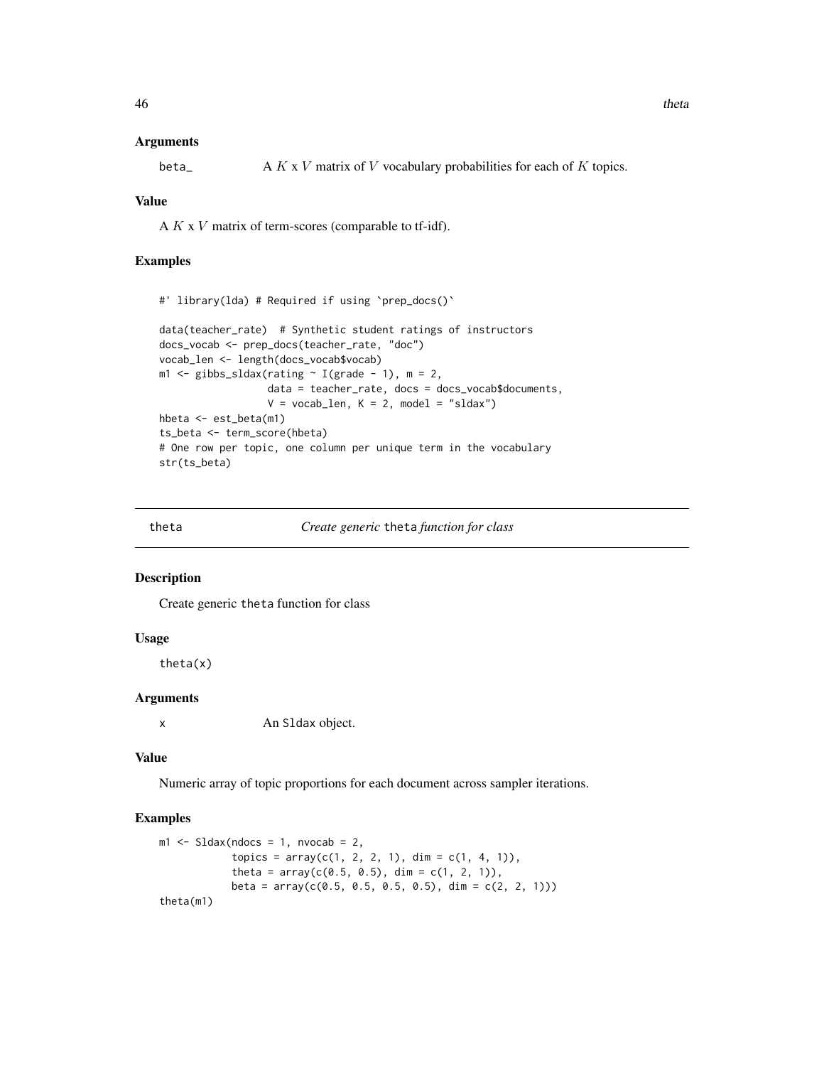### Arguments

beta_ A $K$ x $V$ matrix of $V$ vocabulary probabilities for each of $K$ topics.

### Value

A $K$ x $V$ matrix of term-scores (comparable to tf-idf).

### Examples

```
#' library(lda) # Required if using `prep_docs()`

data(teacher_rate)  # Synthetic student ratings of instructors
docs_vocab <- prep_docs(teacher_rate, "doc")
vocab_len <- length(docs_vocab$vocab)
m1 <- gibbs_sldax(rating ~ I(grade - 1), m = 2,
                  data = teacher_rate, docs = docs_vocab$documents,
                  V = vocab_len, K = 2, model = "sldax")
hbeta <- est_beta(m1)
ts_beta <- term_score(hbeta)
# One row per topic, one column per unique term in the vocabulary
str(ts_beta)
```

---

## theta *Create generic* theta *function for class*

### Description

Create generic theta function for class

### Usage

```
theta(x)
```

### Arguments

x An Sldax object.

### Value

Numeric array of topic proportions for each document across sampler iterations.

### Examples

```
m1 <- Sldax(ndocs = 1, nvocab = 2,
            topics = array(c(1, 2, 2, 1), dim = c(1, 4, 1)),
            theta = array(c(0.5, 0.5), dim = c(1, 2, 1)),
            beta = array(c(0.5, 0.5, 0.5, 0.5), dim = c(2, 2, 1)))
theta(m1)
```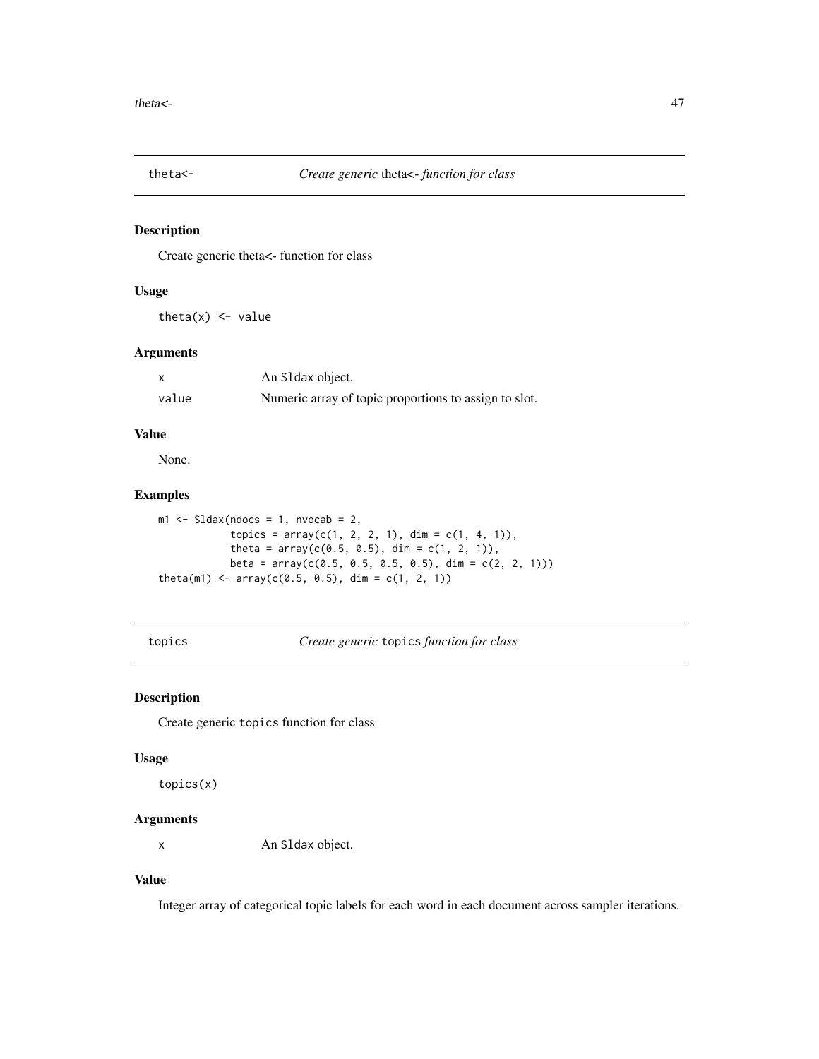## theta<-  *Create generic* theta<- *function for class*

### Description

Create generic theta<- function for class

### Usage

```
theta(x) <- value
```

### Arguments

| | |
|---|---|
| x | An Sldax object. |
| value | Numeric array of topic proportions to assign to slot. |

### Value

None.

### Examples

```
m1 <- Sldax(ndocs = 1, nvocab = 2,
            topics = array(c(1, 2, 2, 1), dim = c(1, 4, 1)),
            theta = array(c(0.5, 0.5), dim = c(1, 2, 1)),
            beta = array(c(0.5, 0.5, 0.5, 0.5), dim = c(2, 2, 1)))
theta(m1) <- array(c(0.5, 0.5), dim = c(1, 2, 1))
```

## topics  *Create generic* topics *function for class*

### Description

Create generic `topics` function for class

### Usage

```
topics(x)
```

### Arguments

| | |
|---|---|
| x | An Sldax object. |

### Value

Integer array of categorical topic labels for each word in each document across sampler iterations.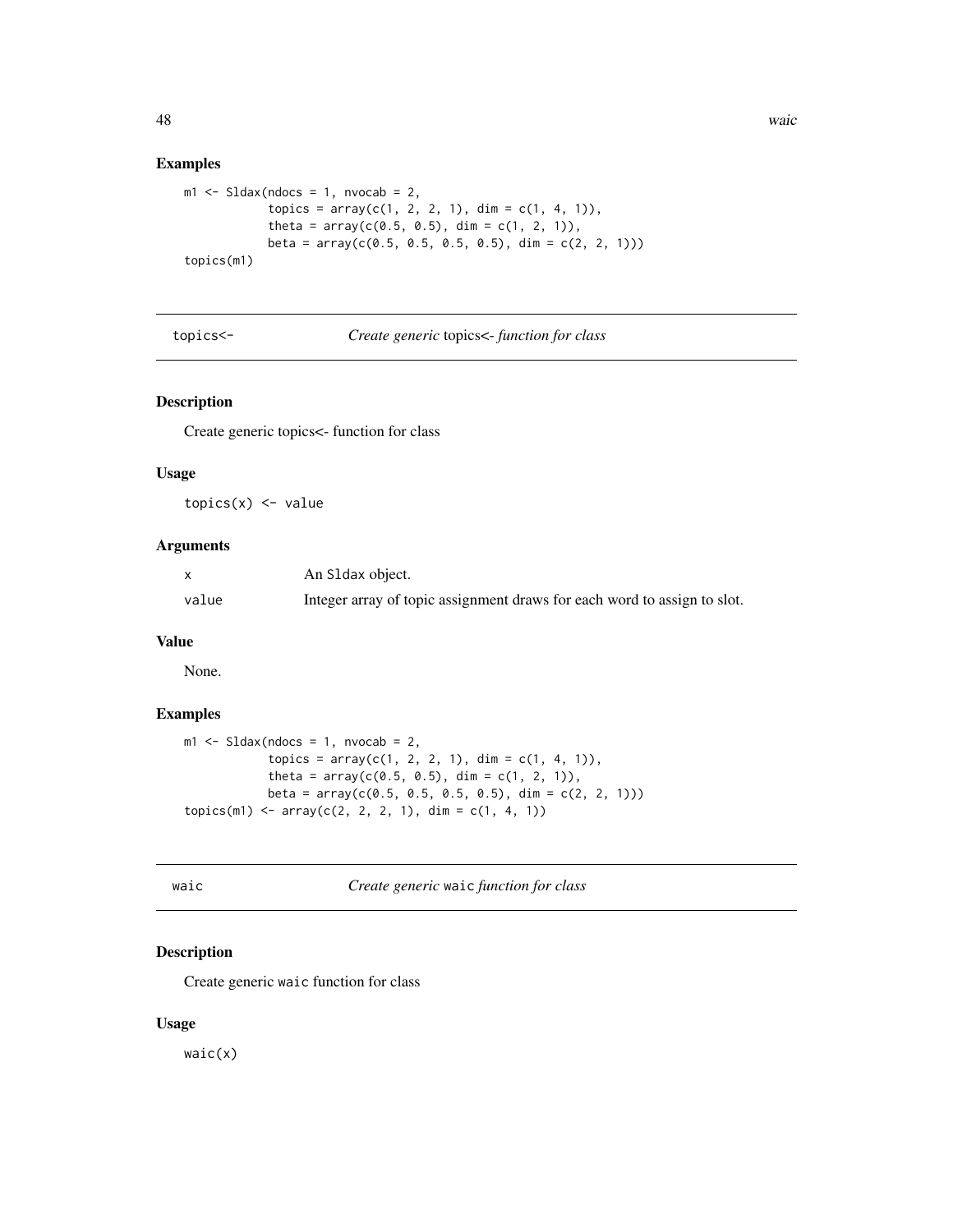### Examples

```
m1 <- Sldax(ndocs = 1, nvocab = 2,
            topics = array(c(1, 2, 2, 1), dim = c(1, 4, 1)),
            theta = array(c(0.5, 0.5), dim = c(1, 2, 1)),
            beta = array(c(0.5, 0.5, 0.5, 0.5), dim = c(2, 2, 1)))
topics(m1)
```

---

## topics<- *Create generic* topics<- *function for class*

### Description

Create generic topics<- function for class

### Usage

```
topics(x) <- value
```

### Arguments

| | |
|---|---|
| x | An Sldax object. |
| value | Integer array of topic assignment draws for each word to assign to slot. |

### Value

None.

### Examples

```
m1 <- Sldax(ndocs = 1, nvocab = 2,
            topics = array(c(1, 2, 2, 1), dim = c(1, 4, 1)),
            theta = array(c(0.5, 0.5), dim = c(1, 2, 1)),
            beta = array(c(0.5, 0.5, 0.5, 0.5), dim = c(2, 2, 1)))
topics(m1) <- array(c(2, 2, 2, 1), dim = c(1, 4, 1))
```

---

## waic *Create generic* waic *function for class*

### Description

Create generic waic function for class

### Usage

```
waic(x)
```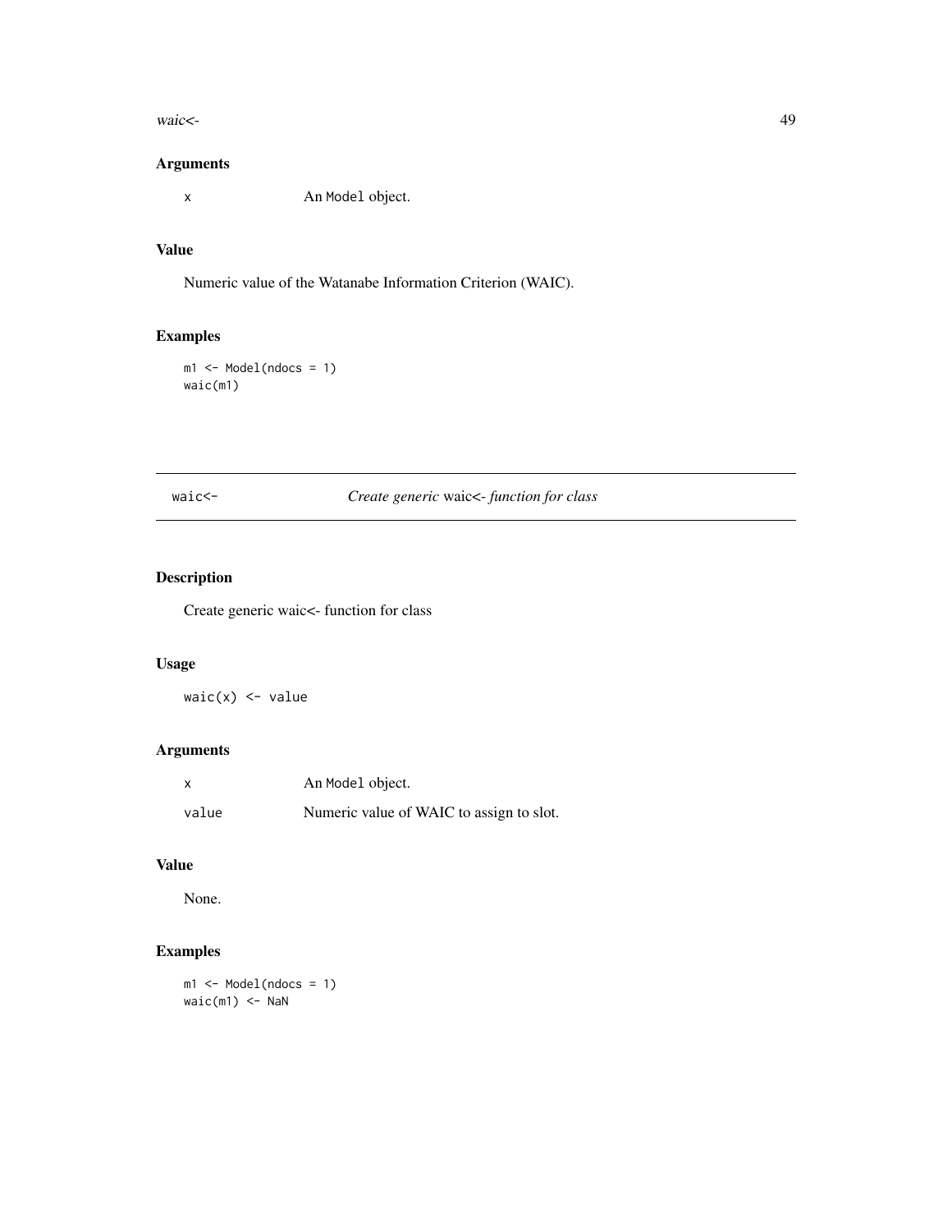## Arguments

x An Model object.

## Value

Numeric value of the Watanabe Information Criterion (WAIC).

## Examples

```
m1 <- Model(ndocs = 1)
waic(m1)
```

---

# waic<- *Create generic* waic<- *function for class*

## Description

Create generic waic<- function for class

## Usage

```
waic(x) <- value
```

## Arguments

| | |
|---|---|
| x | An Model object. |
| value | Numeric value of WAIC to assign to slot. |

## Value

None.

## Examples

```
m1 <- Model(ndocs = 1)
waic(m1) <- NaN
```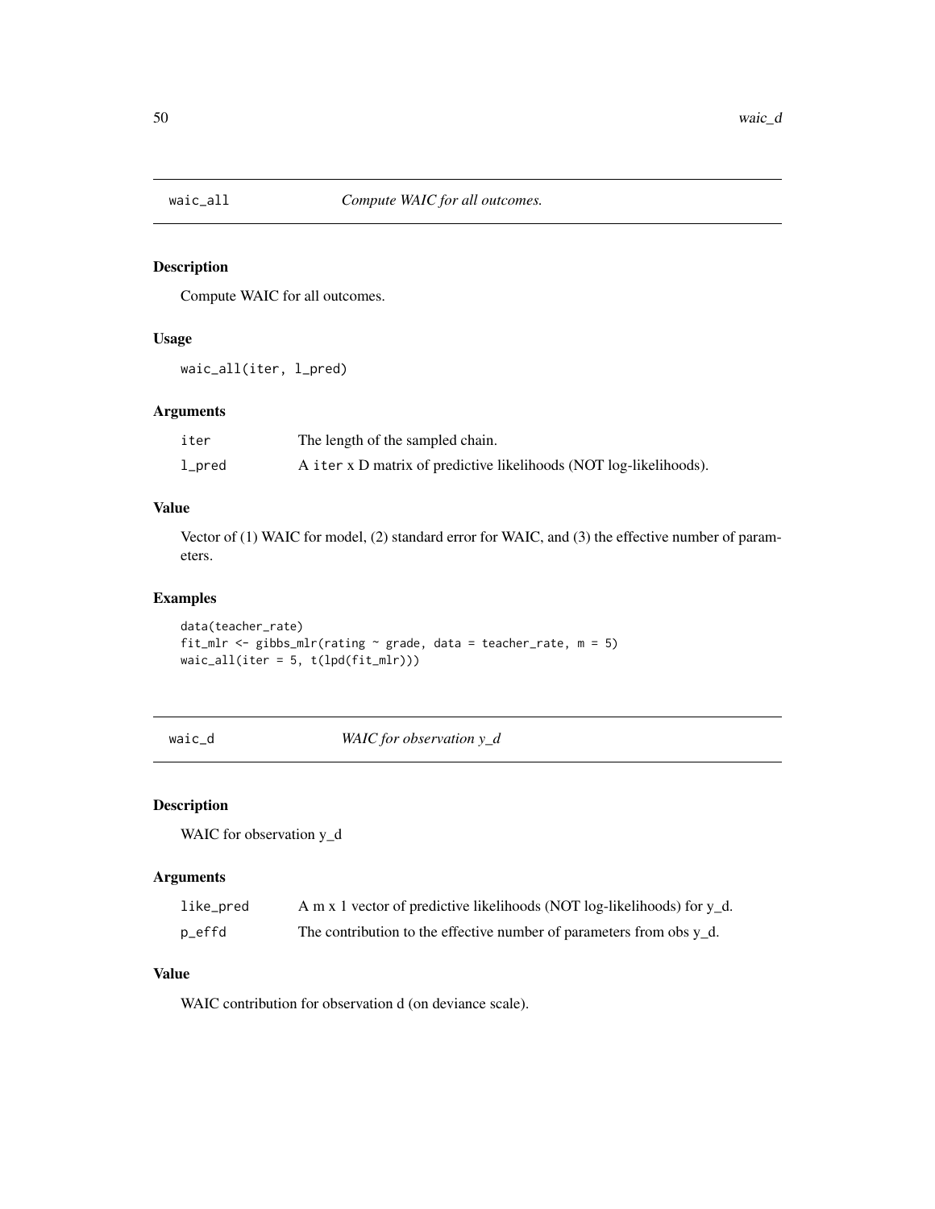## waic_all — *Compute WAIC for all outcomes.*

### Description

Compute WAIC for all outcomes.

### Usage

```
waic_all(iter, l_pred)
```

### Arguments

| | |
|---|---|
| iter | The length of the sampled chain. |
| l_pred | A iter x D matrix of predictive likelihoods (NOT log-likelihoods). |

### Value

Vector of (1) WAIC for model, (2) standard error for WAIC, and (3) the effective number of parameters.

### Examples

```
data(teacher_rate)
fit_mlr <- gibbs_mlr(rating ~ grade, data = teacher_rate, m = 5)
waic_all(iter = 5, t(lpd(fit_mlr)))
```

## waic_d — *WAIC for observation y_d*

### Description

WAIC for observation y_d

### Arguments

| | |
|---|---|
| like_pred | A m x 1 vector of predictive likelihoods (NOT log-likelihoods) for y_d. |
| p_effd | The contribution to the effective number of parameters from obs y_d. |

### Value

WAIC contribution for observation d (on deviance scale).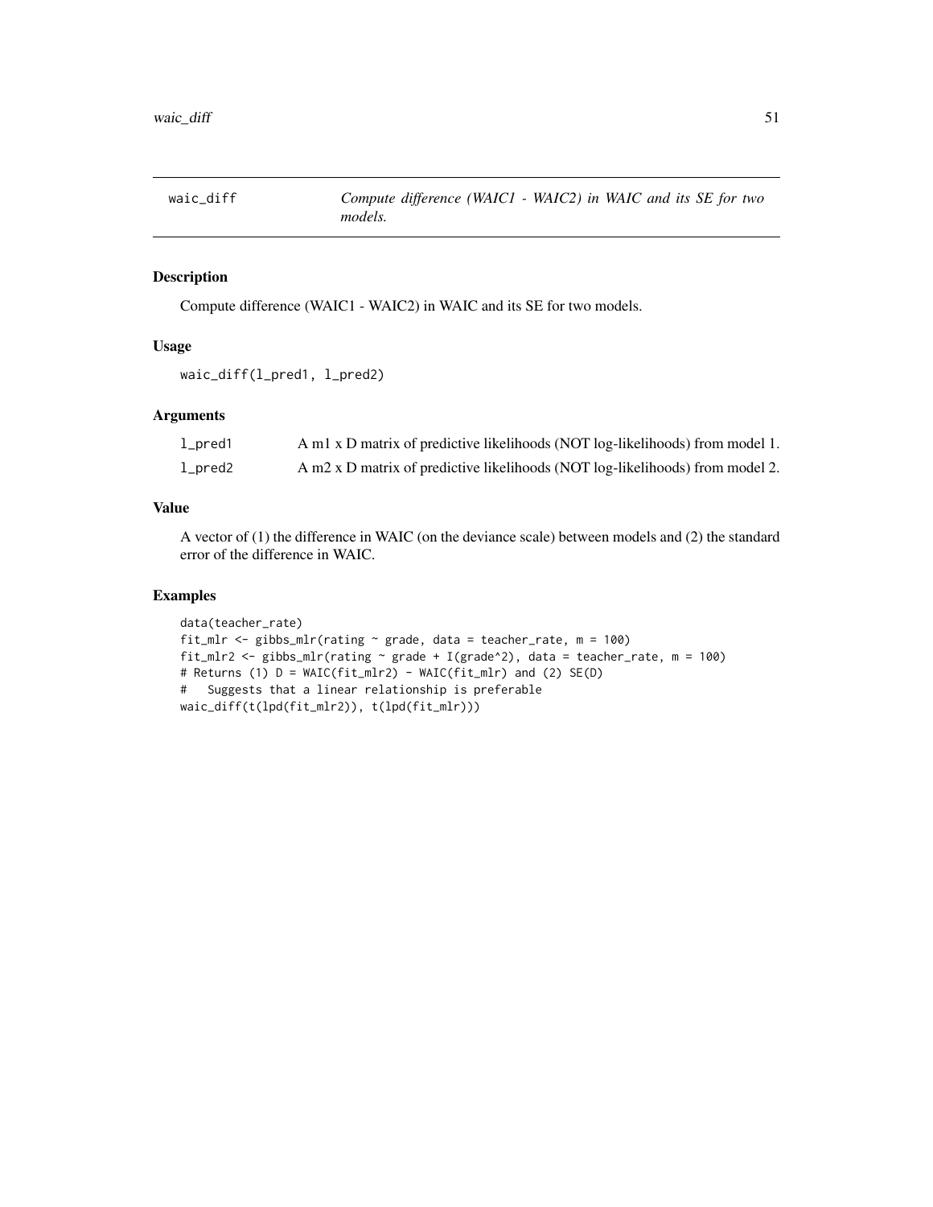# waic_diff — *Compute difference (WAIC1 - WAIC2) in WAIC and its SE for two models.*

## Description

Compute difference (WAIC1 - WAIC2) in WAIC and its SE for two models.

## Usage

```
waic_diff(l_pred1, l_pred2)
```

## Arguments

| | |
|---|---|
| l_pred1 | A m1 x D matrix of predictive likelihoods (NOT log-likelihoods) from model 1. |
| l_pred2 | A m2 x D matrix of predictive likelihoods (NOT log-likelihoods) from model 2. |

## Value

A vector of (1) the difference in WAIC (on the deviance scale) between models and (2) the standard error of the difference in WAIC.

## Examples

```
data(teacher_rate)
fit_mlr <- gibbs_mlr(rating ~ grade, data = teacher_rate, m = 100)
fit_mlr2 <- gibbs_mlr(rating ~ grade + I(grade^2), data = teacher_rate, m = 100)
# Returns (1) D = WAIC(fit_mlr2) - WAIC(fit_mlr) and (2) SE(D)
#   Suggests that a linear relationship is preferable
waic_diff(t(lpd(fit_mlr2)), t(lpd(fit_mlr)))
```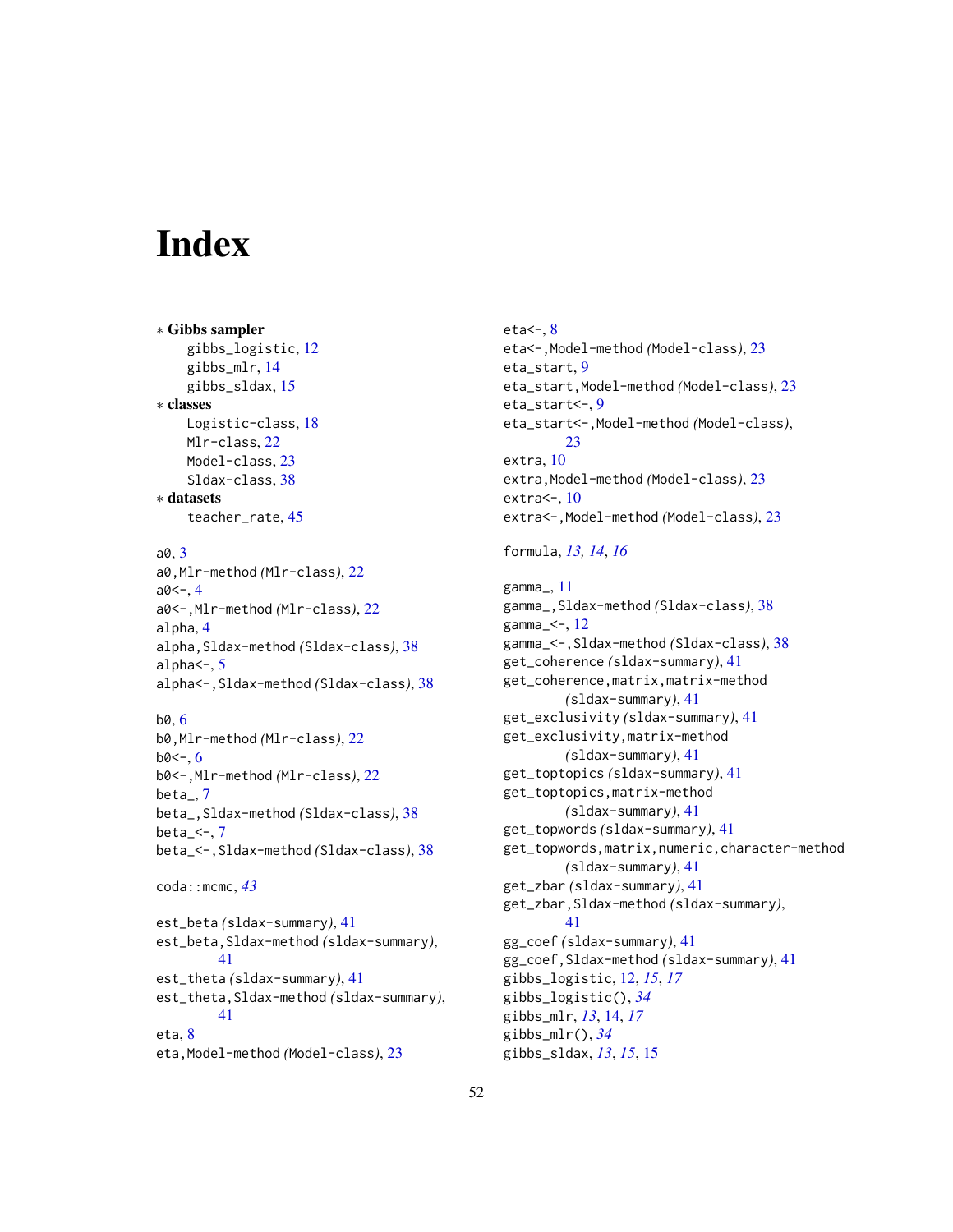# Index

∗ **Gibbs sampler**
- gibbs_logistic, 12
- gibbs_mlr, 14
- gibbs_sldax, 15

∗ **classes**
- Logistic-class, 18
- Mlr-class, 22
- Model-class, 23
- Sldax-class, 38

∗ **datasets**
- teacher_rate, 45

a0, 3
a0,Mlr-method *(*Mlr-class*)*, 22
a0<-, 4
a0<-,Mlr-method *(*Mlr-class*)*, 22
alpha, 4
alpha,Sldax-method *(*Sldax-class*)*, 38
alpha<-, 5
alpha<-,Sldax-method *(*Sldax-class*)*, 38

b0, 6
b0,Mlr-method *(*Mlr-class*)*, 22
b0<-, 6
b0<-,Mlr-method *(*Mlr-class*)*, 22
beta_, 7
beta_,Sldax-method *(*Sldax-class*)*, 38
beta_<-, 7
beta_<-,Sldax-method *(*Sldax-class*)*, 38

coda::mcmc, *43*

est_beta *(*sldax-summary*)*, 41
est_beta,Sldax-method *(*sldax-summary*)*, 41
est_theta *(*sldax-summary*)*, 41
est_theta,Sldax-method *(*sldax-summary*)*, 41
eta, 8
eta,Model-method *(*Model-class*)*, 23
eta<-, 8
eta<-,Model-method *(*Model-class*)*, 23
eta_start, 9
eta_start,Model-method *(*Model-class*)*, 23
eta_start<-, 9
eta_start<-,Model-method *(*Model-class*)*, 23
extra, 10
extra,Model-method *(*Model-class*)*, 23
extra<-, 10
extra<-,Model-method *(*Model-class*)*, 23

formula, *13, 14*, *16*

gamma_, 11
gamma_,Sldax-method *(*Sldax-class*)*, 38
gamma_<-, 12
gamma_<-,Sldax-method *(*Sldax-class*)*, 38
get_coherence *(*sldax-summary*)*, 41
get_coherence,matrix,matrix-method *(*sldax-summary*)*, 41
get_exclusivity *(*sldax-summary*)*, 41
get_exclusivity,matrix-method *(*sldax-summary*)*, 41
get_toptopics *(*sldax-summary*)*, 41
get_toptopics,matrix-method *(*sldax-summary*)*, 41
get_topwords *(*sldax-summary*)*, 41
get_topwords,matrix,numeric,character-method *(*sldax-summary*)*, 41
get_zbar *(*sldax-summary*)*, 41
get_zbar,Sldax-method *(*sldax-summary*)*, 41
gg_coef *(*sldax-summary*)*, 41
gg_coef,Sldax-method *(*sldax-summary*)*, 41
gibbs_logistic, 12, *15*, *17*
gibbs_logistic(), *34*
gibbs_mlr, *13*, 14, *17*
gibbs_mlr(), *34*
gibbs_sldax, *13*, *15*, 15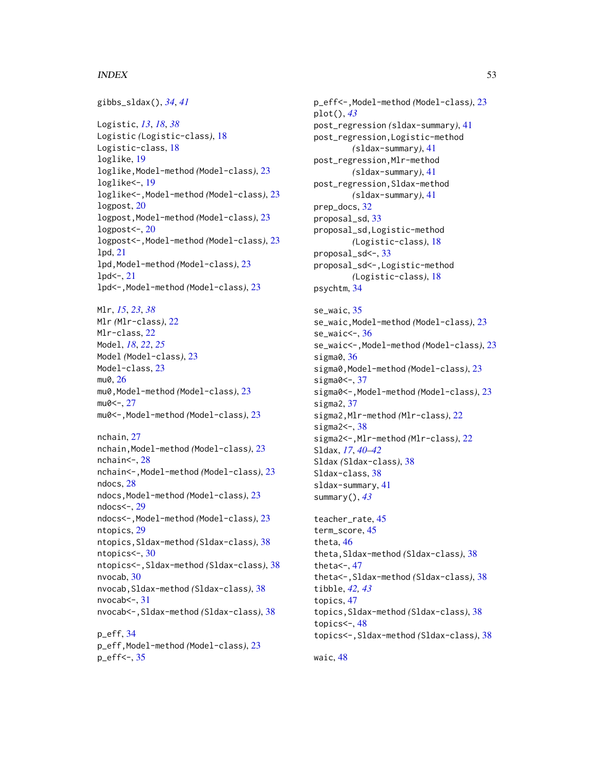gibbs_sldax(), *34*, *41*

Logistic, *13*, *18*, *38*
Logistic (Logistic-class), 18
Logistic-class, 18
loglike, 19
loglike,Model-method (Model-class), 23
loglike<-, 19
loglike<-,Model-method (Model-class), 23
logpost, 20
logpost,Model-method (Model-class), 23
logpost<-, 20
logpost<-,Model-method (Model-class), 23
lpd, 21
lpd,Model-method (Model-class), 23
lpd<-, 21
lpd<-,Model-method (Model-class), 23

Mlr, *15*, *23*, *38*
Mlr (Mlr-class), 22
Mlr-class, 22
Model, *18*, *22*, *25*
Model (Model-class), 23
Model-class, 23
mu0, 26
mu0,Model-method (Model-class), 23
mu0<-, 27
mu0<-,Model-method (Model-class), 23

nchain, 27
nchain,Model-method (Model-class), 23
nchain<-, 28
nchain<-,Model-method (Model-class), 23
ndocs, 28
ndocs,Model-method (Model-class), 23
ndocs<-, 29
ndocs<-,Model-method (Model-class), 23
ntopics, 29
ntopics,Sldax-method (Sldax-class), 38
ntopics<-, 30
ntopics<-,Sldax-method (Sldax-class), 38
nvocab, 30
nvocab,Sldax-method (Sldax-class), 38
nvocab<-, 31
nvocab<-,Sldax-method (Sldax-class), 38

p_eff, 34
p_eff,Model-method (Model-class), 23
p_eff<-, 35
p_eff<-,Model-method (Model-class), 23
plot(), *43*
post_regression (sldax-summary), 41
post_regression,Logistic-method (sldax-summary), 41
post_regression,Mlr-method (sldax-summary), 41
post_regression,Sldax-method (sldax-summary), 41
prep_docs, 32
proposal_sd, 33
proposal_sd,Logistic-method (Logistic-class), 18
proposal_sd<-, 33
proposal_sd<-,Logistic-method (Logistic-class), 18
psychtm, 34

se_waic, 35
se_waic,Model-method (Model-class), 23
se_waic<-, 36
se_waic<-,Model-method (Model-class), 23
sigma0, 36
sigma0,Model-method (Model-class), 23
sigma0<-, 37
sigma0<-,Model-method (Model-class), 23
sigma2, 37
sigma2,Mlr-method (Mlr-class), 22
sigma2<-, 38
sigma2<-,Mlr-method (Mlr-class), 22
Sldax, *17*, *40–42*
Sldax (Sldax-class), 38
Sldax-class, 38
sldax-summary, 41
summary(), *43*

teacher_rate, 45
term_score, 45
theta, 46
theta,Sldax-method (Sldax-class), 38
theta<-, 47
theta<-,Sldax-method (Sldax-class), 38
tibble, *42*, *43*
topics, 47
topics,Sldax-method (Sldax-class), 38
topics<-, 48
topics<-,Sldax-method (Sldax-class), 38

waic, 48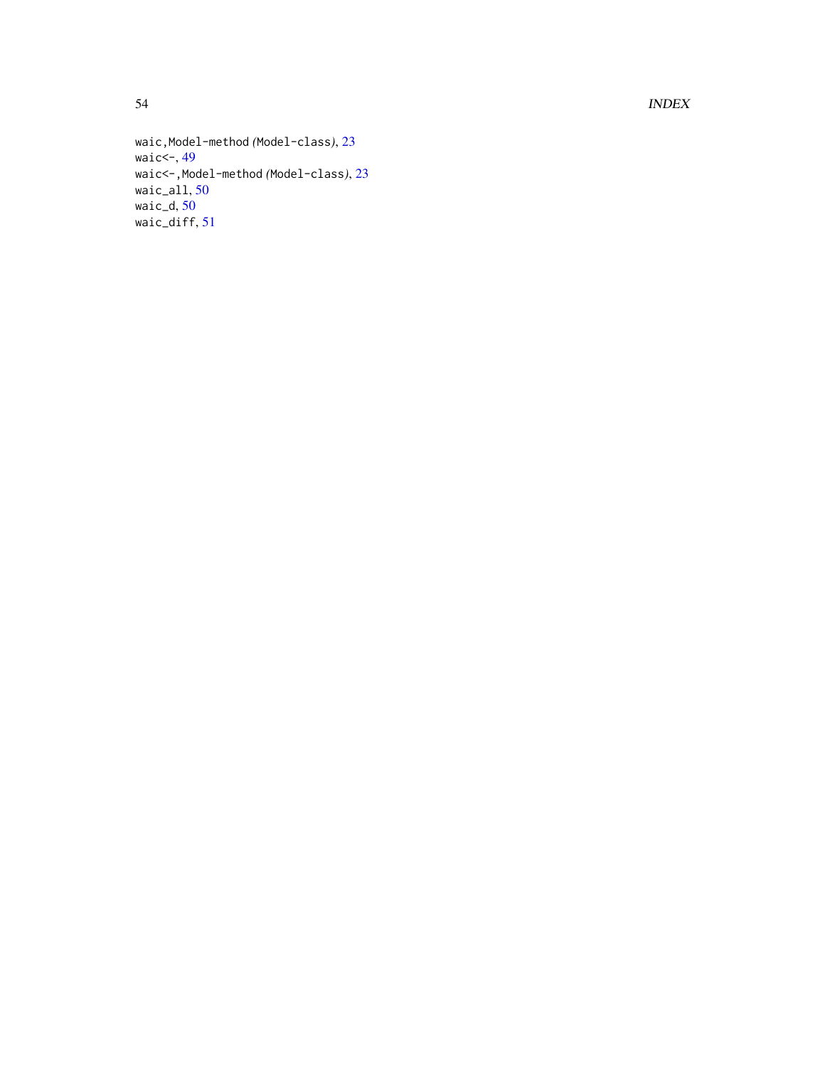waic,Model-method *(*Model-class*)*, 23
waic<-, 49
waic<-,Model-method *(*Model-class*)*, 23
waic_all, 50
waic_d, 50
waic_diff, 51